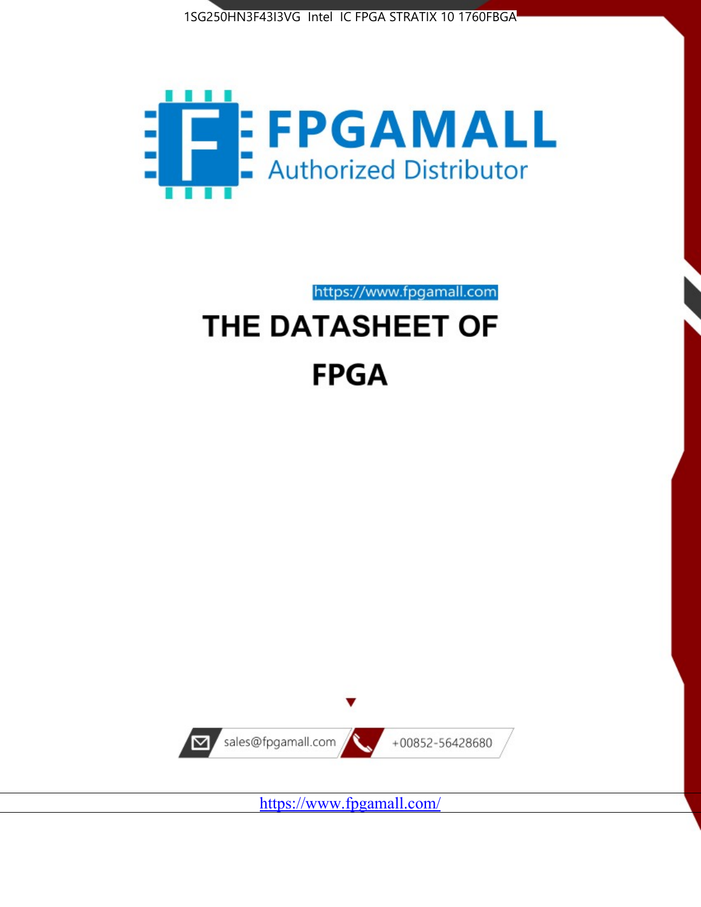1SG250HN3F43I3VG Intel IC FPGA STRATIX 10 1760FBGA

FPGAMALL

Authorized Distributor

https://www.fpgamall.com

# THE DATASHEET OF

# FPGA

sales@fpgamall.com

+00852-56428680

https://www.fpgamall.com/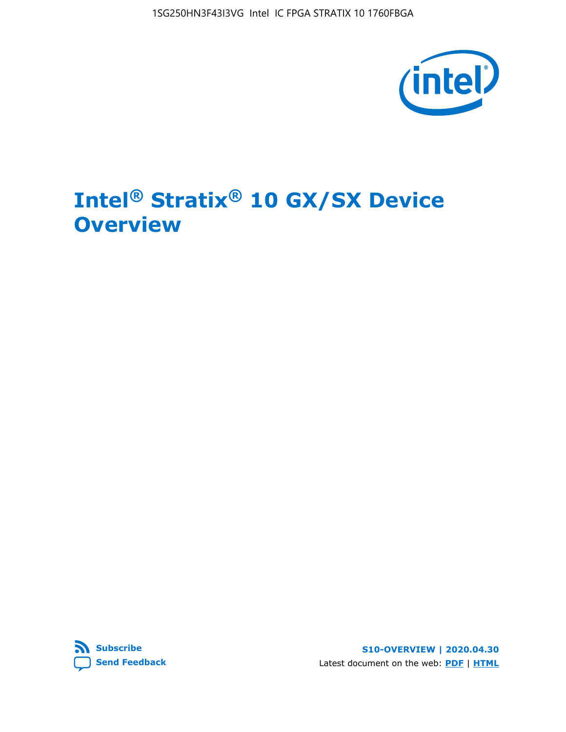# Intel® Stratix® 10 GX/SX Device Overview

Subscribe

Send Feedback

S10-OVERVIEW | 2020.04.30

Latest document on the web: PDF | HTML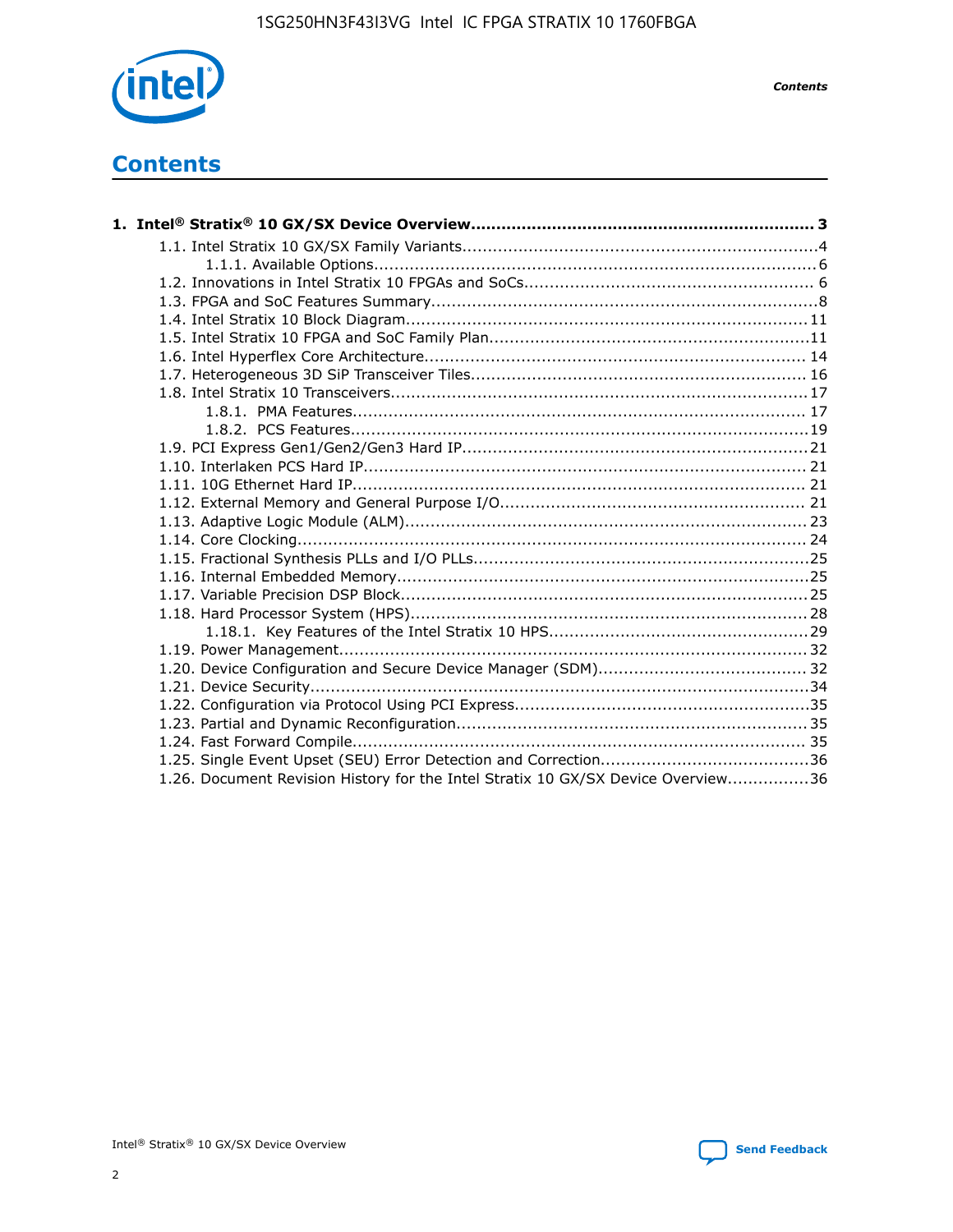# Contents

**1. Intel® Stratix® 10 GX/SX Device Overview....................................................................3**

- 1.1. Intel Stratix 10 GX/SX Family Variants.....................................................................4
    - 1.1.1. Available Options......................................................................................6
- 1.2. Innovations in Intel Stratix 10 FPGAs and SoCs........................................................ 6
- 1.3. FPGA and SoC Features Summary...........................................................................8
- 1.4. Intel Stratix 10 Block Diagram...............................................................................11
- 1.5. Intel Stratix 10 FPGA and SoC Family Plan...............................................................11
- 1.6. Intel Hyperflex Core Architecture.......................................................................... 14
- 1.7. Heterogeneous 3D SiP Transceiver Tiles................................................................. 16
- 1.8. Intel Stratix 10 Transceivers.................................................................................17
    - 1.8.1. PMA Features........................................................................................ 17
    - 1.8.2. PCS Features.........................................................................................19
- 1.9. PCI Express Gen1/Gen2/Gen3 Hard IP...................................................................21
- 1.10. Interlaken PCS Hard IP...................................................................................... 21
- 1.11. 10G Ethernet Hard IP........................................................................................ 21
- 1.12. External Memory and General Purpose I/O........................................................... 21
- 1.13. Adaptive Logic Module (ALM).............................................................................. 23
- 1.14. Core Clocking................................................................................................... 24
- 1.15. Fractional Synthesis PLLs and I/O PLLs.................................................................25
- 1.16. Internal Embedded Memory................................................................................25
- 1.17. Variable Precision DSP Block...............................................................................25
- 1.18. Hard Processor System (HPS)..............................................................................28
    - 1.18.1. Key Features of the Intel Stratix 10 HPS..................................................29
- 1.19. Power Management.......................................................................................... 32
- 1.20. Device Configuration and Secure Device Manager (SDM)......................................... 32
- 1.21. Device Security.................................................................................................34
- 1.22. Configuration via Protocol Using PCI Express.........................................................35
- 1.23. Partial and Dynamic Reconfiguration.................................................................... 35
- 1.24. Fast Forward Compile........................................................................................ 35
- 1.25. Single Event Upset (SEU) Error Detection and Correction........................................36
- 1.26. Document Revision History for the Intel Stratix 10 GX/SX Device Overview................36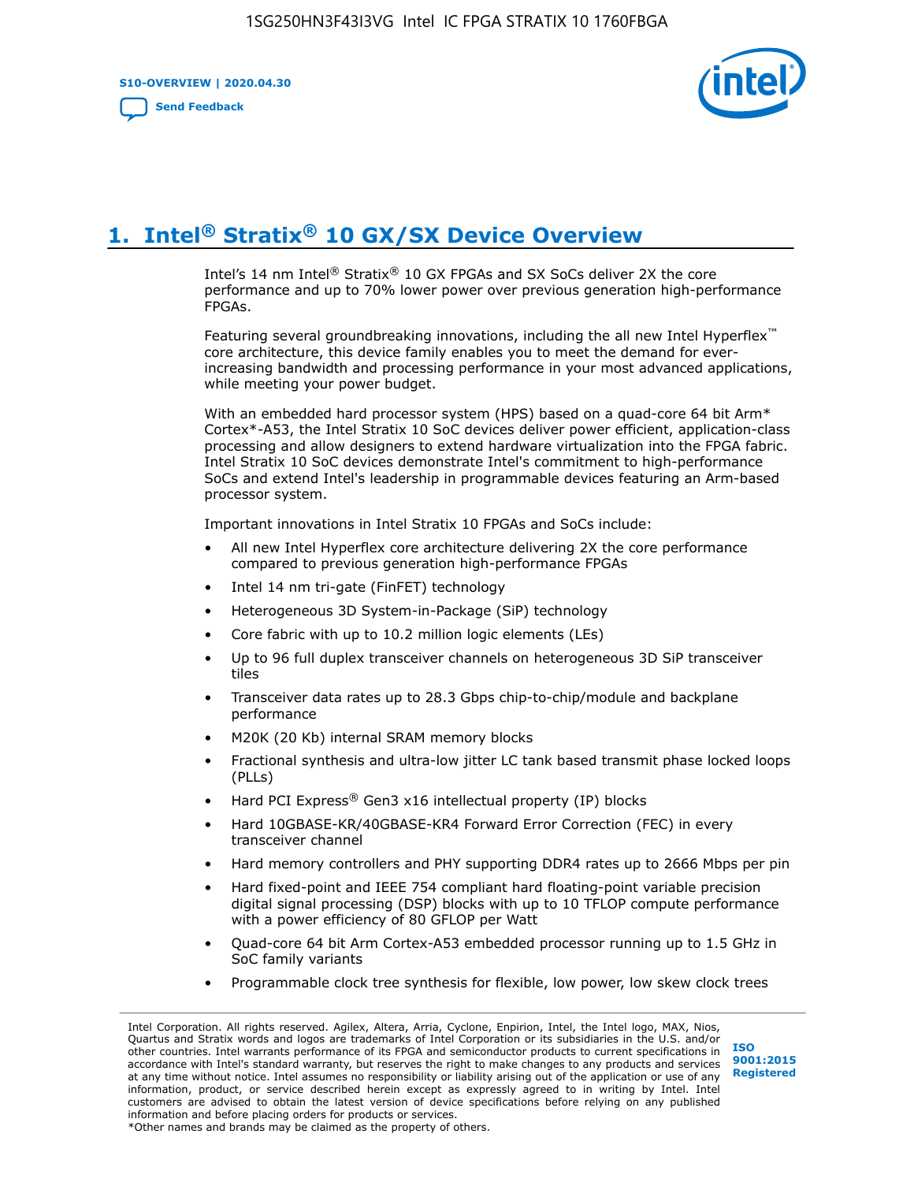# 1. Intel® Stratix® 10 GX/SX Device Overview

Intel's 14 nm Intel® Stratix® 10 GX FPGAs and SX SoCs deliver 2X the core performance and up to 70% lower power over previous generation high-performance FPGAs.

Featuring several groundbreaking innovations, including the all new Intel Hyperflex™ core architecture, this device family enables you to meet the demand for ever-increasing bandwidth and processing performance in your most advanced applications, while meeting your power budget.

With an embedded hard processor system (HPS) based on a quad-core 64 bit Arm* Cortex*-A53, the Intel Stratix 10 SoC devices deliver power efficient, application-class processing and allow designers to extend hardware virtualization into the FPGA fabric. Intel Stratix 10 SoC devices demonstrate Intel's commitment to high-performance SoCs and extend Intel's leadership in programmable devices featuring an Arm-based processor system.

Important innovations in Intel Stratix 10 FPGAs and SoCs include:

- All new Intel Hyperflex core architecture delivering 2X the core performance compared to previous generation high-performance FPGAs
- Intel 14 nm tri-gate (FinFET) technology
- Heterogeneous 3D System-in-Package (SiP) technology
- Core fabric with up to 10.2 million logic elements (LEs)
- Up to 96 full duplex transceiver channels on heterogeneous 3D SiP transceiver tiles
- Transceiver data rates up to 28.3 Gbps chip-to-chip/module and backplane performance
- M20K (20 Kb) internal SRAM memory blocks
- Fractional synthesis and ultra-low jitter LC tank based transmit phase locked loops (PLLs)
- Hard PCI Express® Gen3 x16 intellectual property (IP) blocks
- Hard 10GBASE-KR/40GBASE-KR4 Forward Error Correction (FEC) in every transceiver channel
- Hard memory controllers and PHY supporting DDR4 rates up to 2666 Mbps per pin
- Hard fixed-point and IEEE 754 compliant hard floating-point variable precision digital signal processing (DSP) blocks with up to 10 TFLOP compute performance with a power efficiency of 80 GFLOP per Watt
- Quad-core 64 bit Arm Cortex-A53 embedded processor running up to 1.5 GHz in SoC family variants
- Programmable clock tree synthesis for flexible, low power, low skew clock trees

Intel Corporation. All rights reserved. Agilex, Altera, Arria, Cyclone, Enpirion, Intel, the Intel logo, MAX, Nios, Quartus and Stratix words and logos are trademarks of Intel Corporation or its subsidiaries in the U.S. and/or other countries. Intel warrants performance of its FPGA and semiconductor products to current specifications in accordance with Intel's standard warranty, but reserves the right to make changes to any products and services at any time without notice. Intel assumes no responsibility or liability arising out of the application or use of any information, product, or service described herein except as expressly agreed to in writing by Intel. Intel customers are advised to obtain the latest version of device specifications before relying on any published information and before placing orders for products or services.
*Other names and brands may be claimed as the property of others.

ISO 9001:2015 Registered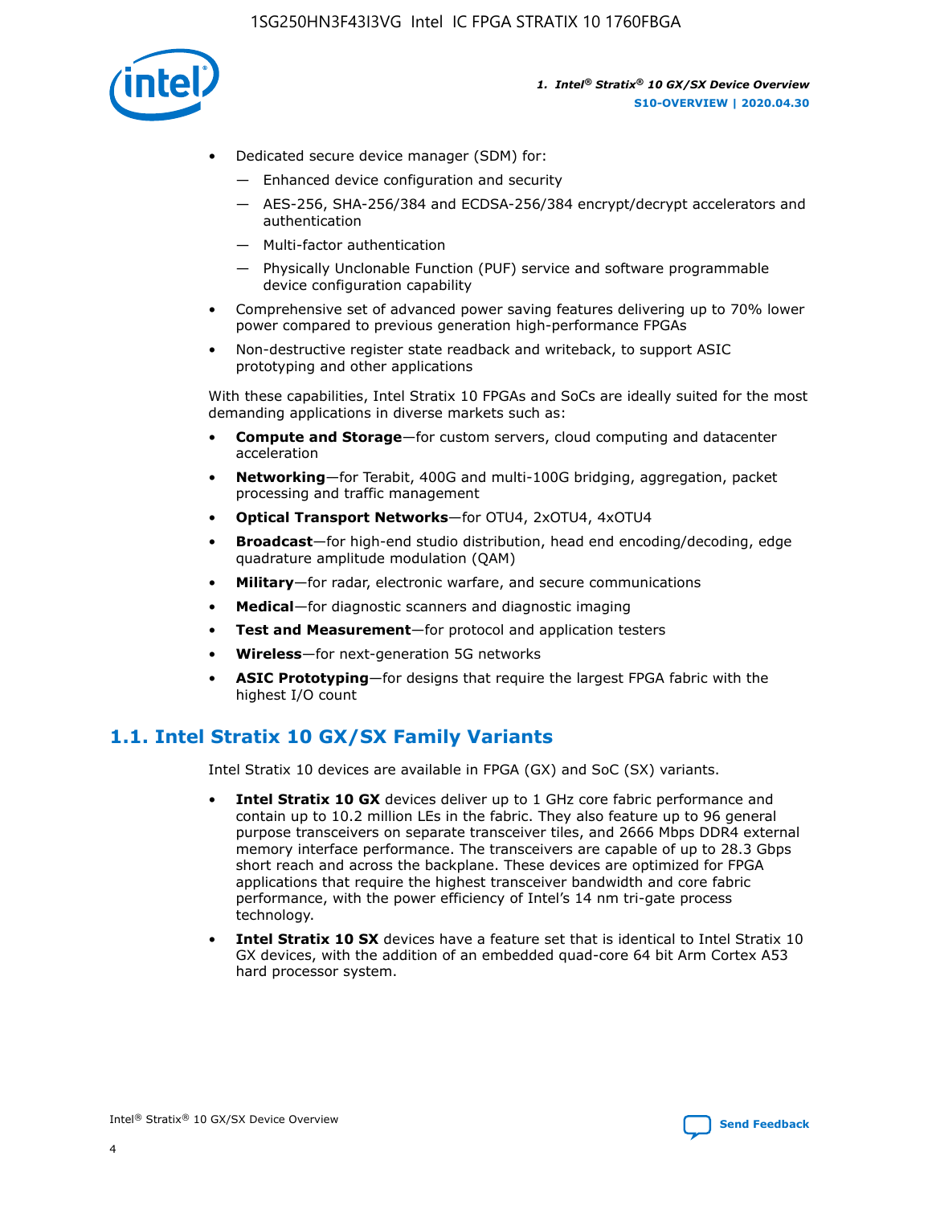- Dedicated secure device manager (SDM) for:
  - — Enhanced device configuration and security
  - — AES-256, SHA-256/384 and ECDSA-256/384 encrypt/decrypt accelerators and authentication
  - — Multi-factor authentication
  - — Physically Unclonable Function (PUF) service and software programmable device configuration capability
- Comprehensive set of advanced power saving features delivering up to 70% lower power compared to previous generation high-performance FPGAs
- Non-destructive register state readback and writeback, to support ASIC prototyping and other applications

With these capabilities, Intel Stratix 10 FPGAs and SoCs are ideally suited for the most demanding applications in diverse markets such as:

- **Compute and Storage**—for custom servers, cloud computing and datacenter acceleration
- **Networking**—for Terabit, 400G and multi-100G bridging, aggregation, packet processing and traffic management
- **Optical Transport Networks**—for OTU4, 2xOTU4, 4xOTU4
- **Broadcast**—for high-end studio distribution, head end encoding/decoding, edge quadrature amplitude modulation (QAM)
- **Military**—for radar, electronic warfare, and secure communications
- **Medical**—for diagnostic scanners and diagnostic imaging
- **Test and Measurement**—for protocol and application testers
- **Wireless**—for next-generation 5G networks
- **ASIC Prototyping**—for designs that require the largest FPGA fabric with the highest I/O count

## 1.1. Intel Stratix 10 GX/SX Family Variants

Intel Stratix 10 devices are available in FPGA (GX) and SoC (SX) variants.

- **Intel Stratix 10 GX** devices deliver up to 1 GHz core fabric performance and contain up to 10.2 million LEs in the fabric. They also feature up to 96 general purpose transceivers on separate transceiver tiles, and 2666 Mbps DDR4 external memory interface performance. The transceivers are capable of up to 28.3 Gbps short reach and across the backplane. These devices are optimized for FPGA applications that require the highest transceiver bandwidth and core fabric performance, with the power efficiency of Intel's 14 nm tri-gate process technology.
- **Intel Stratix 10 SX** devices have a feature set that is identical to Intel Stratix 10 GX devices, with the addition of an embedded quad-core 64 bit Arm Cortex A53 hard processor system.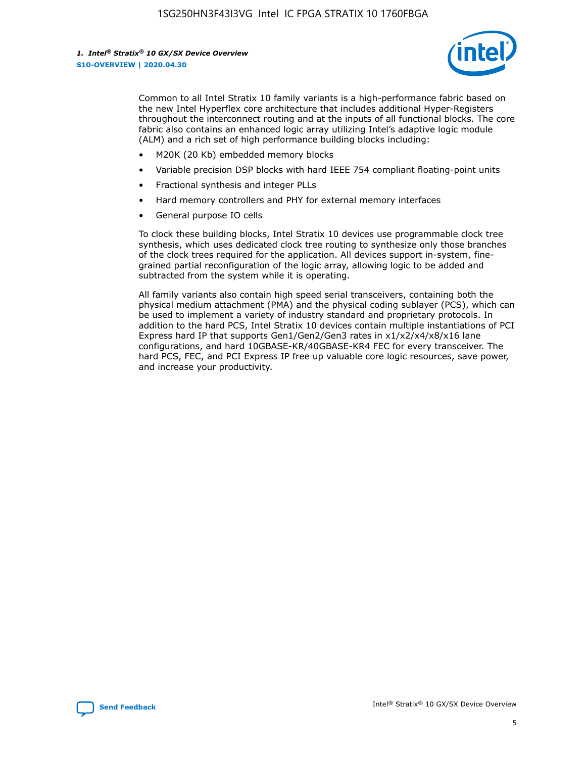Common to all Intel Stratix 10 family variants is a high-performance fabric based on the new Intel Hyperflex core architecture that includes additional Hyper-Registers throughout the interconnect routing and at the inputs of all functional blocks. The core fabric also contains an enhanced logic array utilizing Intel's adaptive logic module (ALM) and a rich set of high performance building blocks including:

- M20K (20 Kb) embedded memory blocks
- Variable precision DSP blocks with hard IEEE 754 compliant floating-point units
- Fractional synthesis and integer PLLs
- Hard memory controllers and PHY for external memory interfaces
- General purpose IO cells

To clock these building blocks, Intel Stratix 10 devices use programmable clock tree synthesis, which uses dedicated clock tree routing to synthesize only those branches of the clock trees required for the application. All devices support in-system, fine-grained partial reconfiguration of the logic array, allowing logic to be added and subtracted from the system while it is operating.

All family variants also contain high speed serial transceivers, containing both the physical medium attachment (PMA) and the physical coding sublayer (PCS), which can be used to implement a variety of industry standard and proprietary protocols. In addition to the hard PCS, Intel Stratix 10 devices contain multiple instantiations of PCI Express hard IP that supports Gen1/Gen2/Gen3 rates in x1/x2/x4/x8/x16 lane configurations, and hard 10GBASE-KR/40GBASE-KR4 FEC for every transceiver. The hard PCS, FEC, and PCI Express IP free up valuable core logic resources, save power, and increase your productivity.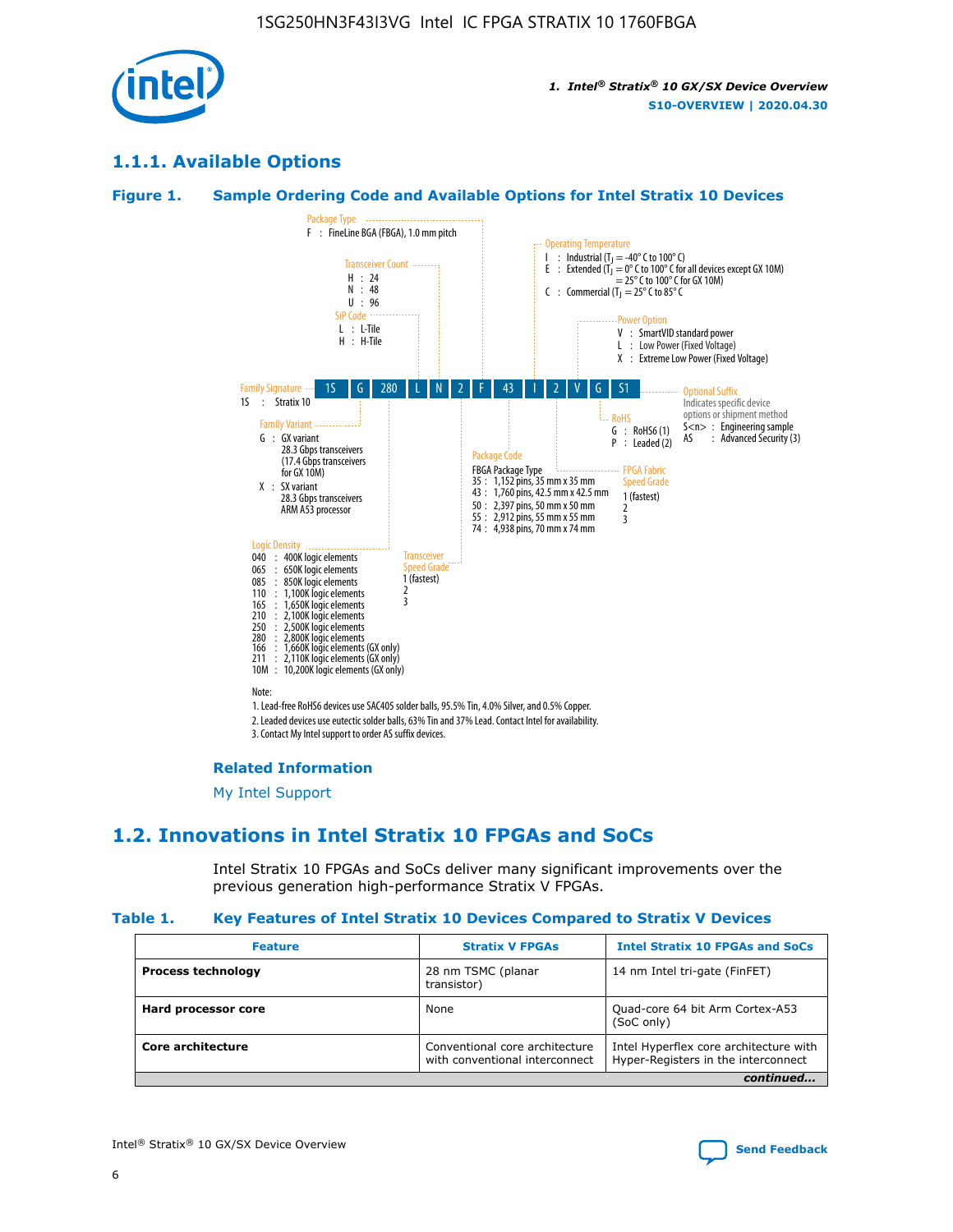## 1.1.1. Available Options

### Figure 1. Sample Ordering Code and Available Options for Intel Stratix 10 Devices

| 1S | G | 280 | L | N | 2 | F | 43 | I | 2 | V | G | S1 |
|---|---|---|---|---|---|---|---|---|---|---|---|---|

**Family Signature**
1S : Stratix 10

**Family Variant**
G : GX variant
28.3 Gbps transceivers
(17.4 Gbps transceivers for GX 10M)
X : SX variant
28.3 Gbps transceivers
ARM A53 processor

**Logic Density**
040 : 400K logic elements
065 : 650K logic elements
085 : 850K logic elements
110 : 1,100K logic elements
165 : 1,650K logic elements
210 : 2,100K logic elements
250 : 2,500K logic elements
280 : 2,800K logic elements
166 : 1,660K logic elements (GX only)
211 : 2,110K logic elements (GX only)
10M : 10,200K logic elements (GX only)

**SiP Code**
L : L-Tile
H : H-Tile

**Transceiver Count**
H : 24
N : 48
U : 96

**Transceiver Speed Grade**
1 (fastest)
2
3

**Package Type**
F : FineLine BGA (FBGA), 1.0 mm pitch

**Package Code**
FBGA Package Type
35 : 1,152 pins, 35 mm x 35 mm
43 : 1,760 pins, 42.5 mm x 42.5 mm
50 : 2,397 pins, 50 mm x 50 mm
55 : 2,912 pins, 55 mm x 55 mm
74 : 4,938 pins, 70 mm x 74 mm

**Operating Temperature**
I : Industrial ($T_J$ = -40° C to 100° C)
E : Extended ($T_J$ = 0° C to 100° C for all devices except GX 10M)
= 25° C to 100° C for GX 10M)
C : Commercial ($T_J$ = 25° C to 85° C

**FPGA Fabric Speed Grade**
1 (fastest)
2
3

**Power Option**
V : SmartVID standard power
L : Low Power (Fixed Voltage)
X : Extreme Low Power (Fixed Voltage)

**RoHS**
G : RoHS6 (1)
P : Leaded (2)

**Optional Suffix**
Indicates specific device options or shipment method
S<n> : Engineering sample
AS : Advanced Security (3)

Note:
1. Lead-free RoHS6 devices use SAC405 solder balls, 95.5% Tin, 4.0% Silver, and 0.5% Copper.
2. Leaded devices use eutectic solder balls, 63% Tin and 37% Lead. Contact Intel for availability.
3. Contact My Intel support to order AS suffix devices.

#### Related Information

My Intel Support

## 1.2. Innovations in Intel Stratix 10 FPGAs and SoCs

Intel Stratix 10 FPGAs and SoCs deliver many significant improvements over the previous generation high-performance Stratix V FPGAs.

### Table 1. Key Features of Intel Stratix 10 Devices Compared to Stratix V Devices

| Feature | Stratix V FPGAs | Intel Stratix 10 FPGAs and SoCs |
|---|---|---|
| **Process technology** | 28 nm TSMC (planar transistor) | 14 nm Intel tri-gate (FinFET) |
| **Hard processor core** | None | Quad-core 64 bit Arm Cortex-A53 (SoC only) |
| **Core architecture** | Conventional core architecture with conventional interconnect | Intel Hyperflex core architecture with Hyper-Registers in the interconnect |
| | | *continued...* |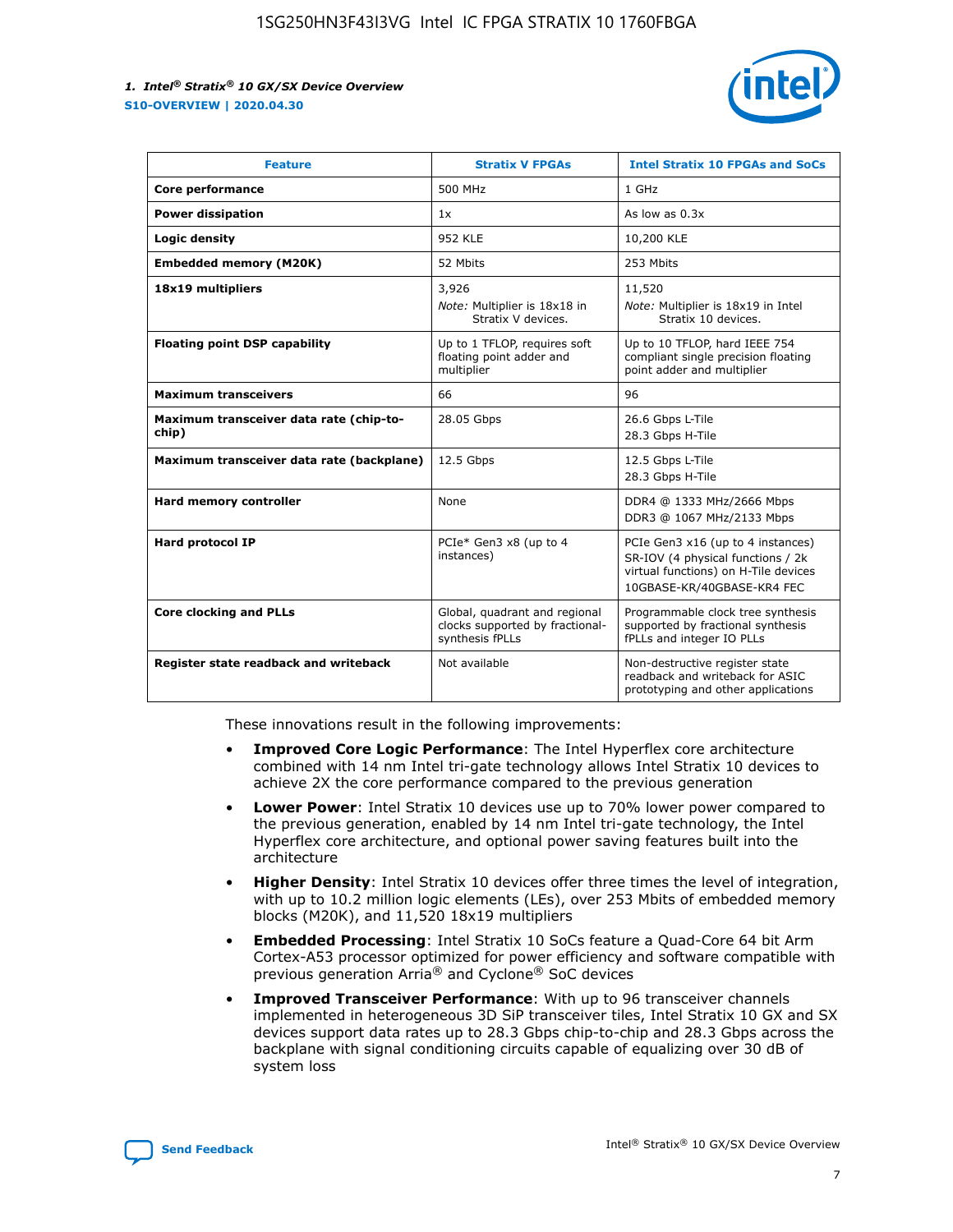| Feature | Stratix V FPGAs | Intel Stratix 10 FPGAs and SoCs |
| --- | --- | --- |
| **Core performance** | 500 MHz | 1 GHz |
| **Power dissipation** | 1x | As low as 0.3x |
| **Logic density** | 952 KLE | 10,200 KLE |
| **Embedded memory (M20K)** | 52 Mbits | 253 Mbits |
| **18x19 multipliers** | 3,926<br>*Note:* Multiplier is 18x18 in Stratix V devices. | 11,520<br>*Note:* Multiplier is 18x19 in Intel Stratix 10 devices. |
| **Floating point DSP capability** | Up to 1 TFLOP, requires soft floating point adder and multiplier | Up to 10 TFLOP, hard IEEE 754 compliant single precision floating point adder and multiplier |
| **Maximum transceivers** | 66 | 96 |
| **Maximum transceiver data rate (chip-to-chip)** | 28.05 Gbps | 26.6 Gbps L-Tile<br>28.3 Gbps H-Tile |
| **Maximum transceiver data rate (backplane)** | 12.5 Gbps | 12.5 Gbps L-Tile<br>28.3 Gbps H-Tile |
| **Hard memory controller** | None | DDR4 @ 1333 MHz/2666 Mbps<br>DDR3 @ 1067 MHz/2133 Mbps |
| **Hard protocol IP** | PCIe* Gen3 x8 (up to 4 instances) | PCIe Gen3 x16 (up to 4 instances)<br>SR-IOV (4 physical functions / 2k virtual functions) on H-Tile devices<br>10GBASE-KR/40GBASE-KR4 FEC |
| **Core clocking and PLLs** | Global, quadrant and regional clocks supported by fractional-synthesis fPLLs | Programmable clock tree synthesis supported by fractional synthesis fPLLs and integer IO PLLs |
| **Register state readback and writeback** | Not available | Non-destructive register state readback and writeback for ASIC prototyping and other applications |

These innovations result in the following improvements:

- **Improved Core Logic Performance**: The Intel Hyperflex core architecture combined with 14 nm Intel tri-gate technology allows Intel Stratix 10 devices to achieve 2X the core performance compared to the previous generation
- **Lower Power**: Intel Stratix 10 devices use up to 70% lower power compared to the previous generation, enabled by 14 nm Intel tri-gate technology, the Intel Hyperflex core architecture, and optional power saving features built into the architecture
- **Higher Density**: Intel Stratix 10 devices offer three times the level of integration, with up to 10.2 million logic elements (LEs), over 253 Mbits of embedded memory blocks (M20K), and 11,520 18x19 multipliers
- **Embedded Processing**: Intel Stratix 10 SoCs feature a Quad-Core 64 bit Arm Cortex-A53 processor optimized for power efficiency and software compatible with previous generation Arria® and Cyclone® SoC devices
- **Improved Transceiver Performance**: With up to 96 transceiver channels implemented in heterogeneous 3D SiP transceiver tiles, Intel Stratix 10 GX and SX devices support data rates up to 28.3 Gbps chip-to-chip and 28.3 Gbps across the backplane with signal conditioning circuits capable of equalizing over 30 dB of system loss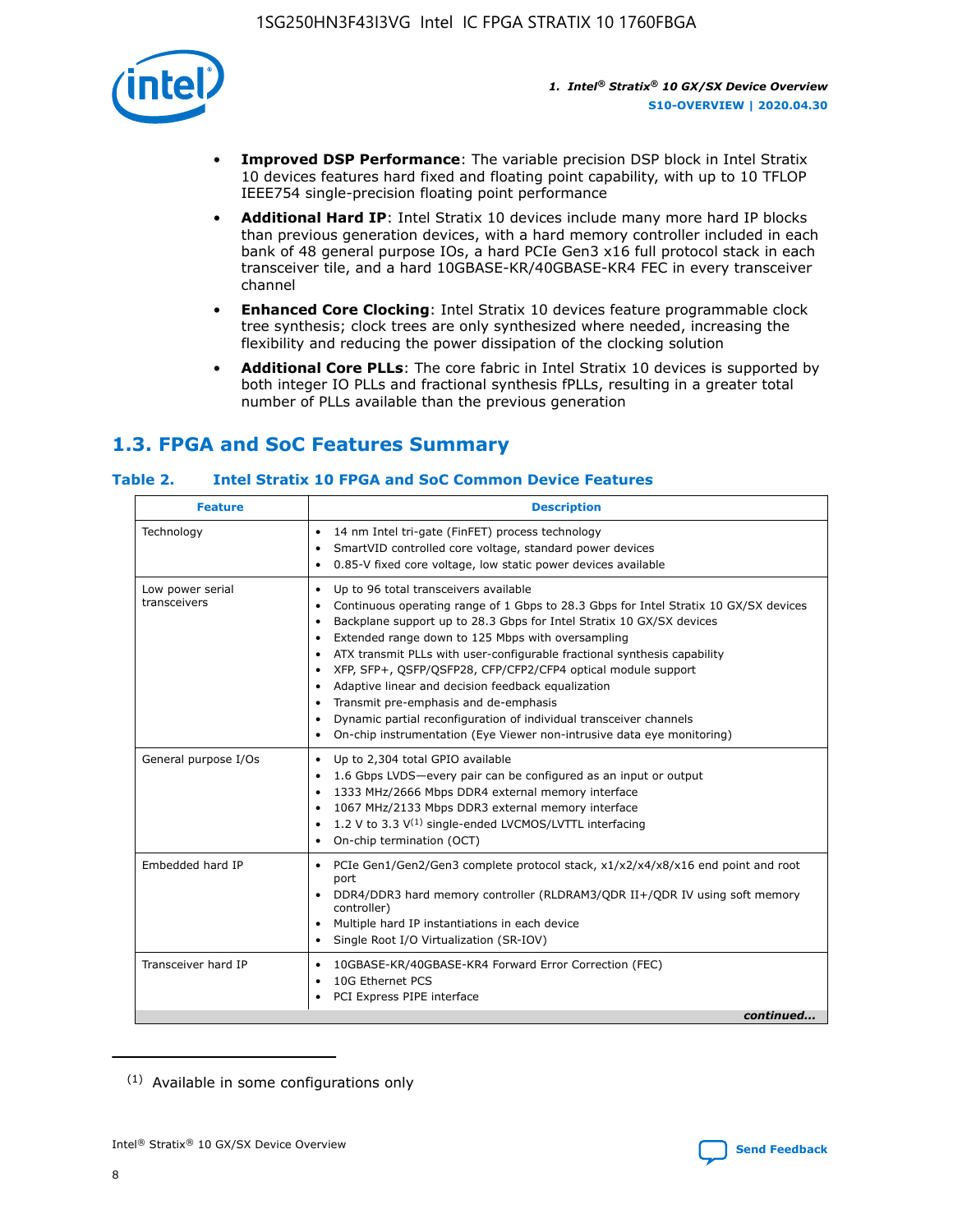- **Improved DSP Performance**: The variable precision DSP block in Intel Stratix 10 devices features hard fixed and floating point capability, with up to 10 TFLOP IEEE754 single-precision floating point performance
- **Additional Hard IP**: Intel Stratix 10 devices include many more hard IP blocks than previous generation devices, with a hard memory controller included in each bank of 48 general purpose IOs, a hard PCIe Gen3 x16 full protocol stack in each transceiver tile, and a hard 10GBASE-KR/40GBASE-KR4 FEC in every transceiver channel
- **Enhanced Core Clocking**: Intel Stratix 10 devices feature programmable clock tree synthesis; clock trees are only synthesized where needed, increasing the flexibility and reducing the power dissipation of the clocking solution
- **Additional Core PLLs**: The core fabric in Intel Stratix 10 devices is supported by both integer IO PLLs and fractional synthesis fPLLs, resulting in a greater total number of PLLs available than the previous generation

## 1.3. FPGA and SoC Features Summary

### Table 2. Intel Stratix 10 FPGA and SoC Common Device Features

| Feature | Description |
| --- | --- |
| Technology | • 14 nm Intel tri-gate (FinFET) process technology<br>• SmartVID controlled core voltage, standard power devices<br>• 0.85-V fixed core voltage, low static power devices available |
| Low power serial transceivers | • Up to 96 total transceivers available<br>• Continuous operating range of 1 Gbps to 28.3 Gbps for Intel Stratix 10 GX/SX devices<br>• Backplane support up to 28.3 Gbps for Intel Stratix 10 GX/SX devices<br>• Extended range down to 125 Mbps with oversampling<br>• ATX transmit PLLs with user-configurable fractional synthesis capability<br>• XFP, SFP+, QSFP/QSFP28, CFP/CFP2/CFP4 optical module support<br>• Adaptive linear and decision feedback equalization<br>• Transmit pre-emphasis and de-emphasis<br>• Dynamic partial reconfiguration of individual transceiver channels<br>• On-chip instrumentation (Eye Viewer non-intrusive data eye monitoring) |
| General purpose I/Os | • Up to 2,304 total GPIO available<br>• 1.6 Gbps LVDS—every pair can be configured as an input or output<br>• 1333 MHz/2666 Mbps DDR4 external memory interface<br>• 1067 MHz/2133 Mbps DDR3 external memory interface<br>• 1.2 V to 3.3 V[(1)] single-ended LVCMOS/LVTTL interfacing<br>• On-chip termination (OCT) |
| Embedded hard IP | • PCIe Gen1/Gen2/Gen3 complete protocol stack, x1/x2/x4/x8/x16 end point and root port<br>• DDR4/DDR3 hard memory controller (RLDRAM3/QDR II+/QDR IV using soft memory controller)<br>• Multiple hard IP instantiations in each device<br>• Single Root I/O Virtualization (SR-IOV) |
| Transceiver hard IP | • 10GBASE-KR/40GBASE-KR4 Forward Error Correction (FEC)<br>• 10G Ethernet PCS<br>• PCI Express PIPE interface |

*continued...*

(1) Available in some configurations only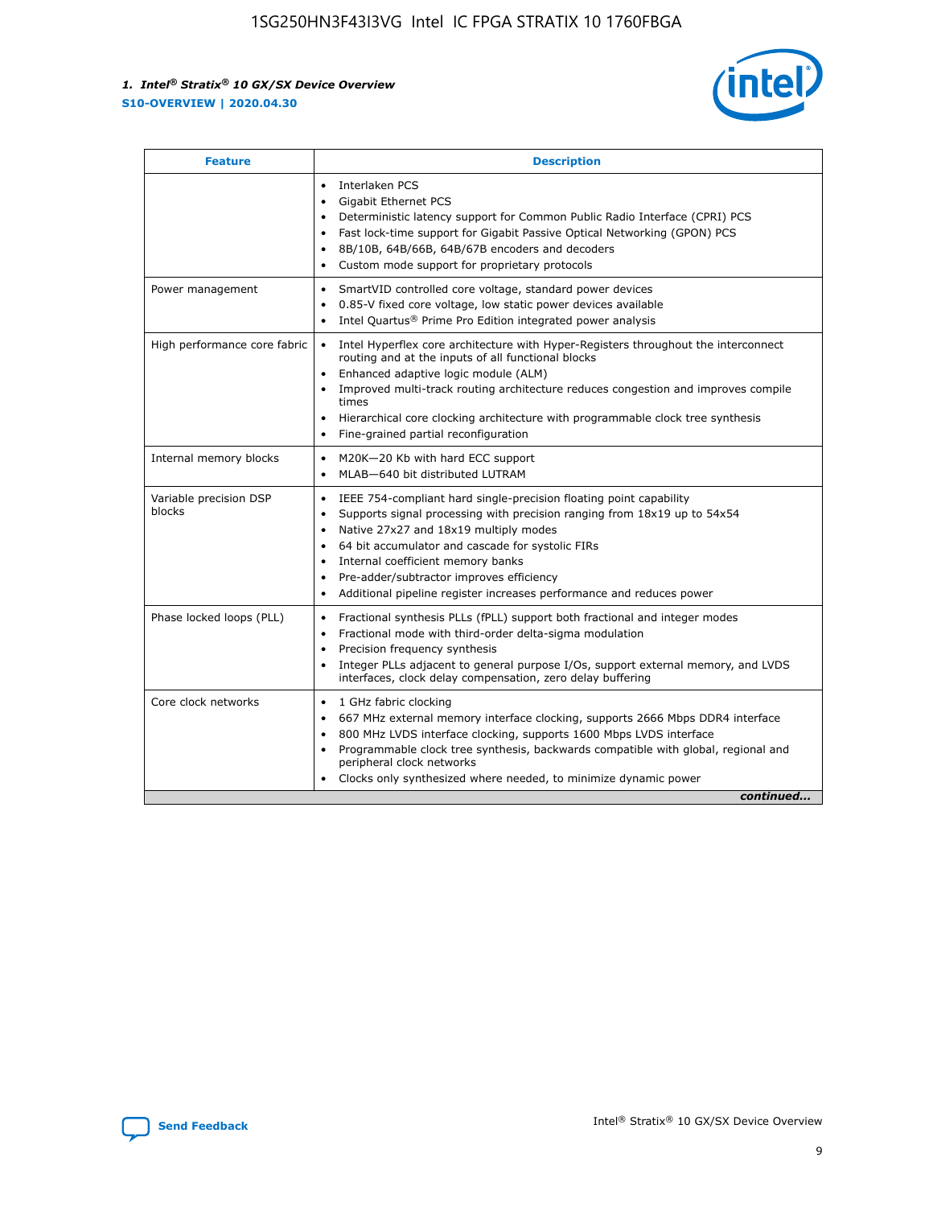| Feature | Description |
| --- | --- |
| | • Interlaken PCS<br>• Gigabit Ethernet PCS<br>• Deterministic latency support for Common Public Radio Interface (CPRI) PCS<br>• Fast lock-time support for Gigabit Passive Optical Networking (GPON) PCS<br>• 8B/10B, 64B/66B, 64B/67B encoders and decoders<br>• Custom mode support for proprietary protocols |
| Power management | • SmartVID controlled core voltage, standard power devices<br>• 0.85-V fixed core voltage, low static power devices available<br>• Intel Quartus® Prime Pro Edition integrated power analysis |
| High performance core fabric | • Intel Hyperflex core architecture with Hyper-Registers throughout the interconnect routing and at the inputs of all functional blocks<br>• Enhanced adaptive logic module (ALM)<br>• Improved multi-track routing architecture reduces congestion and improves compile times<br>• Hierarchical core clocking architecture with programmable clock tree synthesis<br>• Fine-grained partial reconfiguration |
| Internal memory blocks | • M20K—20 Kb with hard ECC support<br>• MLAB—640 bit distributed LUTRAM |
| Variable precision DSP blocks | • IEEE 754-compliant hard single-precision floating point capability<br>• Supports signal processing with precision ranging from 18x19 up to 54x54<br>• Native 27x27 and 18x19 multiply modes<br>• 64 bit accumulator and cascade for systolic FIRs<br>• Internal coefficient memory banks<br>• Pre-adder/subtractor improves efficiency<br>• Additional pipeline register increases performance and reduces power |
| Phase locked loops (PLL) | • Fractional synthesis PLLs (fPLL) support both fractional and integer modes<br>• Fractional mode with third-order delta-sigma modulation<br>• Precision frequency synthesis<br>• Integer PLLs adjacent to general purpose I/Os, support external memory, and LVDS interfaces, clock delay compensation, zero delay buffering |
| Core clock networks | • 1 GHz fabric clocking<br>• 667 MHz external memory interface clocking, supports 2666 Mbps DDR4 interface<br>• 800 MHz LVDS interface clocking, supports 1600 Mbps LVDS interface<br>• Programmable clock tree synthesis, backwards compatible with global, regional and peripheral clock networks<br>• Clocks only synthesized where needed, to minimize dynamic power |

*continued...*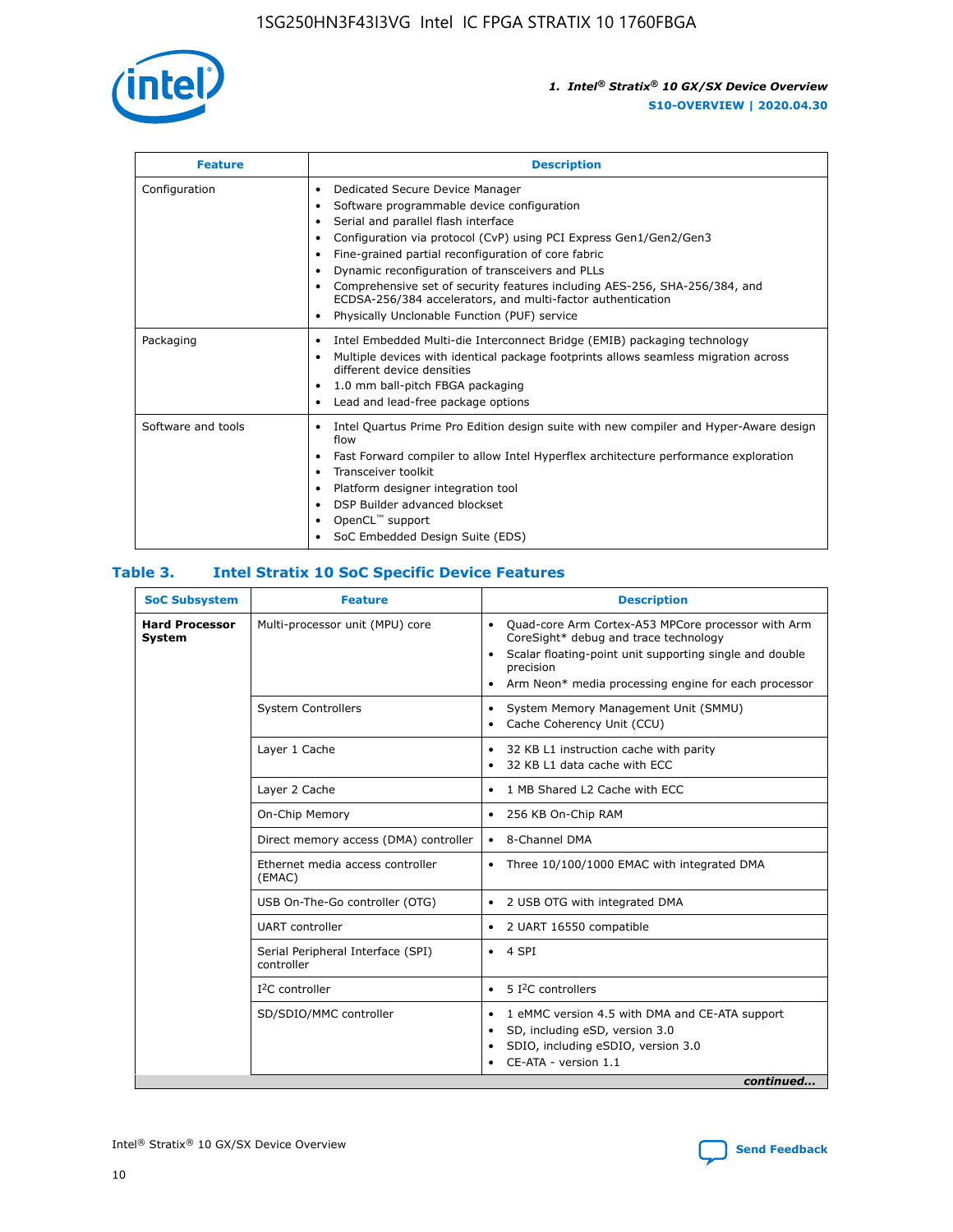| Feature | Description |
| --- | --- |
| Configuration | • Dedicated Secure Device Manager<br>• Software programmable device configuration<br>• Serial and parallel flash interface<br>• Configuration via protocol (CvP) using PCI Express Gen1/Gen2/Gen3<br>• Fine-grained partial reconfiguration of core fabric<br>• Dynamic reconfiguration of transceivers and PLLs<br>• Comprehensive set of security features including AES-256, SHA-256/384, and ECDSA-256/384 accelerators, and multi-factor authentication<br>• Physically Unclonable Function (PUF) service |
| Packaging | • Intel Embedded Multi-die Interconnect Bridge (EMIB) packaging technology<br>• Multiple devices with identical package footprints allows seamless migration across different device densities<br>• 1.0 mm ball-pitch FBGA packaging<br>• Lead and lead-free package options |
| Software and tools | • Intel Quartus Prime Pro Edition design suite with new compiler and Hyper-Aware design flow<br>• Fast Forward compiler to allow Intel Hyperflex architecture performance exploration<br>• Transceiver toolkit<br>• Platform designer integration tool<br>• DSP Builder advanced blockset<br>• OpenCL™ support<br>• SoC Embedded Design Suite (EDS) |

## Table 3. Intel Stratix 10 SoC Specific Device Features

| SoC Subsystem | Feature | Description |
| --- | --- | --- |
| **Hard Processor System** | Multi-processor unit (MPU) core | • Quad-core Arm Cortex-A53 MPCore processor with Arm CoreSight* debug and trace technology<br>• Scalar floating-point unit supporting single and double precision<br>• Arm Neon* media processing engine for each processor |
| | System Controllers | • System Memory Management Unit (SMMU)<br>• Cache Coherency Unit (CCU) |
| | Layer 1 Cache | • 32 KB L1 instruction cache with parity<br>• 32 KB L1 data cache with ECC |
| | Layer 2 Cache | • 1 MB Shared L2 Cache with ECC |
| | On-Chip Memory | • 256 KB On-Chip RAM |
| | Direct memory access (DMA) controller | • 8-Channel DMA |
| | Ethernet media access controller (EMAC) | • Three 10/100/1000 EMAC with integrated DMA |
| | USB On-The-Go controller (OTG) | • 2 USB OTG with integrated DMA |
| | UART controller | • 2 UART 16550 compatible |
| | Serial Peripheral Interface (SPI) controller | • 4 SPI |
| | I²C controller | • 5 I²C controllers |
| | SD/SDIO/MMC controller | • 1 eMMC version 4.5 with DMA and CE-ATA support<br>• SD, including eSD, version 3.0<br>• SDIO, including eSDIO, version 3.0<br>• CE-ATA - version 1.1 |

*continued...*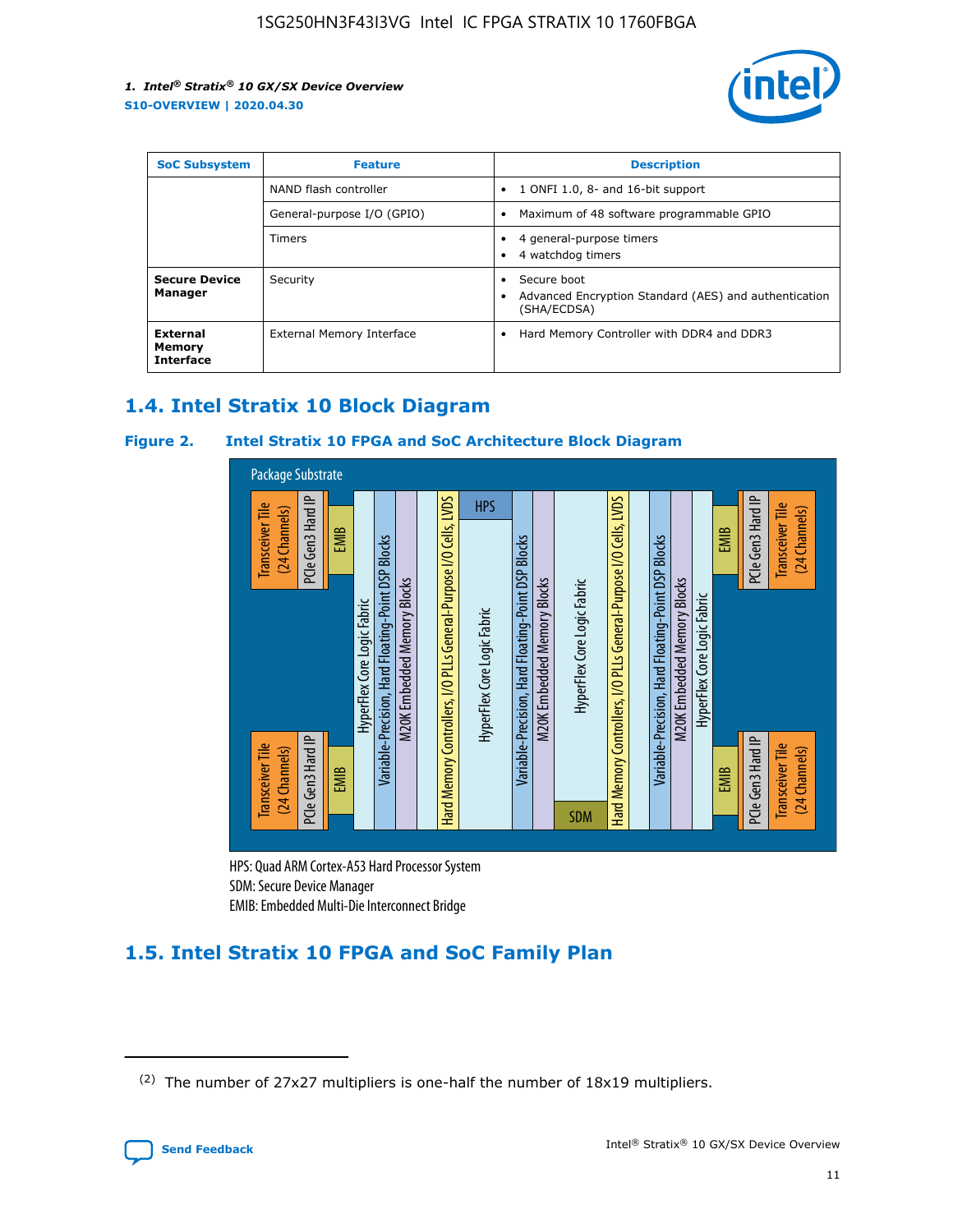| SoC Subsystem | Feature | Description |
| --- | --- | --- |
| | NAND flash controller | • 1 ONFI 1.0, 8- and 16-bit support |
| | General-purpose I/O (GPIO) | • Maximum of 48 software programmable GPIO |
| | Timers | • 4 general-purpose timers<br>• 4 watchdog timers |
| **Secure Device Manager** | Security | • Secure boot<br>• Advanced Encryption Standard (AES) and authentication (SHA/ECDSA) |
| **External Memory Interface** | External Memory Interface | • Hard Memory Controller with DDR4 and DDR3 |

## 1.4. Intel Stratix 10 Block Diagram

**Figure 2. Intel Stratix 10 FPGA and SoC Architecture Block Diagram**

Package Substrate

Transceiver Tile (24 Channels) | PCIe Gen3 Hard IP | EMIB | HyperFlex Core Logic Fabric | Variable-Precision, Hard Floating-Point DSP Blocks | M20K Embedded Memory Blocks | Hard Memory Controllers, I/O PLLs General-Purpose I/O Cells, LVDS | HPS | HyperFlex Core Logic Fabric | Variable-Precision, Hard Floating-Point DSP Blocks | M20K Embedded Memory Blocks | HyperFlex Core Logic Fabric | SDM | Hard Memory Controllers, I/O PLLs General-Purpose I/O Cells, LVDS | Variable-Precision, Hard Floating-Point DSP Blocks | M20K Embedded Memory Blocks | HyperFlex Core Logic Fabric | EMIB | PCIe Gen3 Hard IP | Transceiver Tile (24 Channels)

HPS: Quad ARM Cortex-A53 Hard Processor System
SDM: Secure Device Manager
EMIB: Embedded Multi-Die Interconnect Bridge

## 1.5. Intel Stratix 10 FPGA and SoC Family Plan

(2) The number of 27x27 multipliers is one-half the number of 18x19 multipliers.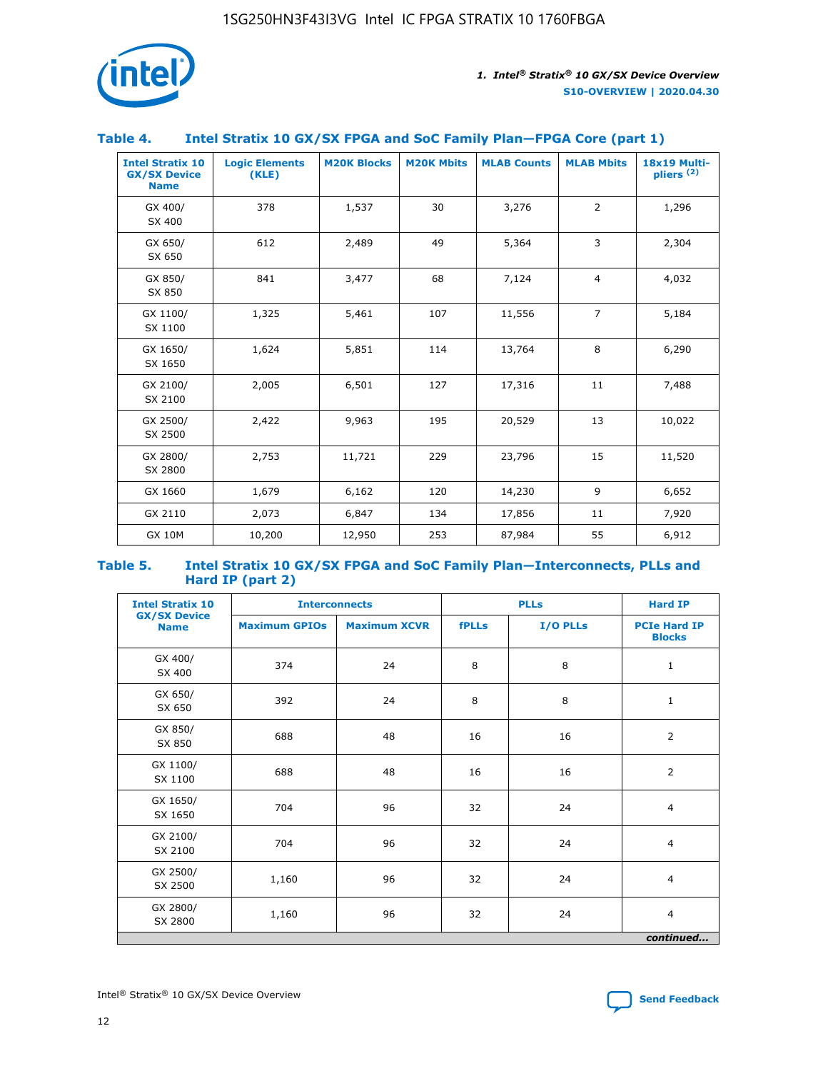## Table 4. Intel Stratix 10 GX/SX FPGA and SoC Family Plan—FPGA Core (part 1)

| Intel Stratix 10 GX/SX Device Name | Logic Elements (KLE) | M20K Blocks | M20K Mbits | MLAB Counts | MLAB Mbits | 18x19 Multipliers [(2)] |
|---|---|---|---|---|---|---|
| GX 400/ SX 400 | 378 | 1,537 | 30 | 3,276 | 2 | 1,296 |
| GX 650/ SX 650 | 612 | 2,489 | 49 | 5,364 | 3 | 2,304 |
| GX 850/ SX 850 | 841 | 3,477 | 68 | 7,124 | 4 | 4,032 |
| GX 1100/ SX 1100 | 1,325 | 5,461 | 107 | 11,556 | 7 | 5,184 |
| GX 1650/ SX 1650 | 1,624 | 5,851 | 114 | 13,764 | 8 | 6,290 |
| GX 2100/ SX 2100 | 2,005 | 6,501 | 127 | 17,316 | 11 | 7,488 |
| GX 2500/ SX 2500 | 2,422 | 9,963 | 195 | 20,529 | 13 | 10,022 |
| GX 2800/ SX 2800 | 2,753 | 11,721 | 229 | 23,796 | 15 | 11,520 |
| GX 1660 | 1,679 | 6,162 | 120 | 14,230 | 9 | 6,652 |
| GX 2110 | 2,073 | 6,847 | 134 | 17,856 | 11 | 7,920 |
| GX 10M | 10,200 | 12,950 | 253 | 87,984 | 55 | 6,912 |

## Table 5. Intel Stratix 10 GX/SX FPGA and SoC Family Plan—Interconnects, PLLs and Hard IP (part 2)

| Intel Stratix 10 GX/SX Device Name | Interconnects | | PLLs | | Hard IP |
|---|---|---|---|---|---|
| | Maximum GPIOs | Maximum XCVR | fPLLs | I/O PLLs | PCIe Hard IP Blocks |
| GX 400/ SX 400 | 374 | 24 | 8 | 8 | 1 |
| GX 650/ SX 650 | 392 | 24 | 8 | 8 | 1 |
| GX 850/ SX 850 | 688 | 48 | 16 | 16 | 2 |
| GX 1100/ SX 1100 | 688 | 48 | 16 | 16 | 2 |
| GX 1650/ SX 1650 | 704 | 96 | 32 | 24 | 4 |
| GX 2100/ SX 2100 | 704 | 96 | 32 | 24 | 4 |
| GX 2500/ SX 2500 | 1,160 | 96 | 32 | 24 | 4 |
| GX 2800/ SX 2800 | 1,160 | 96 | 32 | 24 | 4 |

*continued...*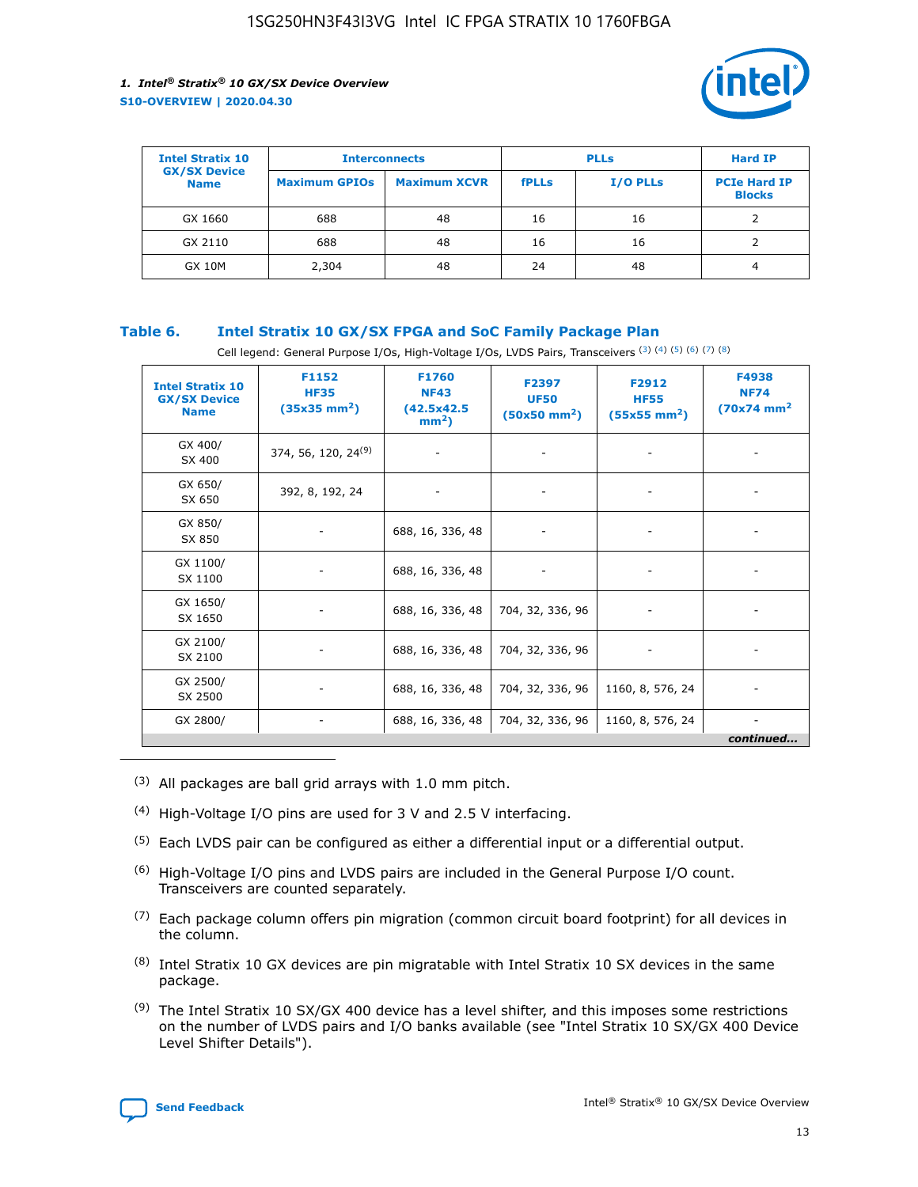| Intel Stratix 10 GX/SX Device Name | Interconnects | | PLLs | | Hard IP |
|---|---|---|---|---|---|
| | Maximum GPIOs | Maximum XCVR | fPLLs | I/O PLLs | PCIe Hard IP Blocks |
| GX 1660 | 688 | 48 | 16 | 16 | 2 |
| GX 2110 | 688 | 48 | 16 | 16 | 2 |
| GX 10M | 2,304 | 48 | 24 | 48 | 4 |

### Table 6. Intel Stratix 10 GX/SX FPGA and SoC Family Package Plan

Cell legend: General Purpose I/Os, High-Voltage I/Os, LVDS Pairs, Transceivers [(3)] [(4)] [(5)] [(6)] [(7)] [(8)]

| Intel Stratix 10 GX/SX Device Name | F1152 HF35 (35x35 $mm^2$) | F1760 NF43 (42.5x42.5 $mm^2$) | F2397 UF50 (50x50 $mm^2$) | F2912 HF55 (55x55 $mm^2$) | F4938 NF74 (70x74 $mm^2$ |
|---|---|---|---|---|---|
| GX 400/ SX 400 | 374, 56, 120, 24[(9)] | - | - | - | - |
| GX 650/ SX 650 | 392, 8, 192, 24 | - | - | - | - |
| GX 850/ SX 850 | - | 688, 16, 336, 48 | - | - | - |
| GX 1100/ SX 1100 | - | 688, 16, 336, 48 | - | - | - |
| GX 1650/ SX 1650 | - | 688, 16, 336, 48 | 704, 32, 336, 96 | - | - |
| GX 2100/ SX 2100 | - | 688, 16, 336, 48 | 704, 32, 336, 96 | - | - |
| GX 2500/ SX 2500 | - | 688, 16, 336, 48 | 704, 32, 336, 96 | 1160, 8, 576, 24 | - |
| GX 2800/ | - | 688, 16, 336, 48 | 704, 32, 336, 96 | 1160, 8, 576, 24 | - |

*continued...*

(3) All packages are ball grid arrays with 1.0 mm pitch.

(4) High-Voltage I/O pins are used for 3 V and 2.5 V interfacing.

(5) Each LVDS pair can be configured as either a differential input or a differential output.

(6) High-Voltage I/O pins and LVDS pairs are included in the General Purpose I/O count. Transceivers are counted separately.

(7) Each package column offers pin migration (common circuit board footprint) for all devices in the column.

(8) Intel Stratix 10 GX devices are pin migratable with Intel Stratix 10 SX devices in the same package.

(9) The Intel Stratix 10 SX/GX 400 device has a level shifter, and this imposes some restrictions on the number of LVDS pairs and I/O banks available (see "Intel Stratix 10 SX/GX 400 Device Level Shifter Details").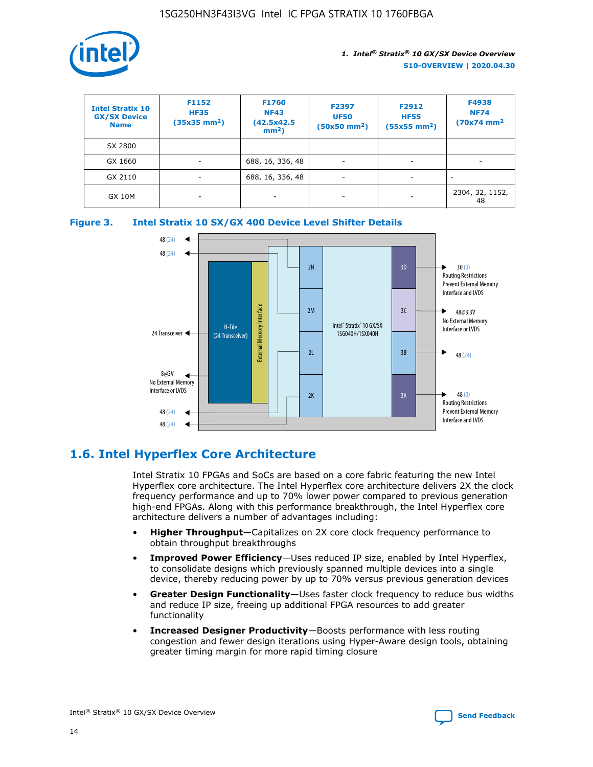| Intel Stratix 10 GX/SX Device Name | F1152 HF35 (35x35 mm²) | F1760 NF43 (42.5x42.5 mm²) | F2397 UF50 (50x50 mm²) | F2912 HF55 (55x55 mm²) | F4938 NF74 (70x74 mm² |
|---|---|---|---|---|---|
| SX 2800 | | | | | |
| GX 1660 | - | 688, 16, 336, 48 | - | - | - |
| GX 2110 | - | 688, 16, 336, 48 | - | - | - |
| GX 10M | - | - | - | - | 2304, 32, 1152, 48 |

**Figure 3. Intel Stratix 10 SX/GX 400 Device Level Shifter Details**

## 1.6. Intel Hyperflex Core Architecture

Intel Stratix 10 FPGAs and SoCs are based on a core fabric featuring the new Intel Hyperflex core architecture. The Intel Hyperflex core architecture delivers 2X the clock frequency performance and up to 70% lower power compared to previous generation high-end FPGAs. Along with this performance breakthrough, the Intel Hyperflex core architecture delivers a number of advantages including:

- **Higher Throughput**—Capitalizes on 2X core clock frequency performance to obtain throughput breakthroughs
- **Improved Power Efficiency**—Uses reduced IP size, enabled by Intel Hyperflex, to consolidate designs which previously spanned multiple devices into a single device, thereby reducing power by up to 70% versus previous generation devices
- **Greater Design Functionality**—Uses faster clock frequency to reduce bus widths and reduce IP size, freeing up additional FPGA resources to add greater functionality
- **Increased Designer Productivity**—Boosts performance with less routing congestion and fewer design iterations using Hyper-Aware design tools, obtaining greater timing margin for more rapid timing closure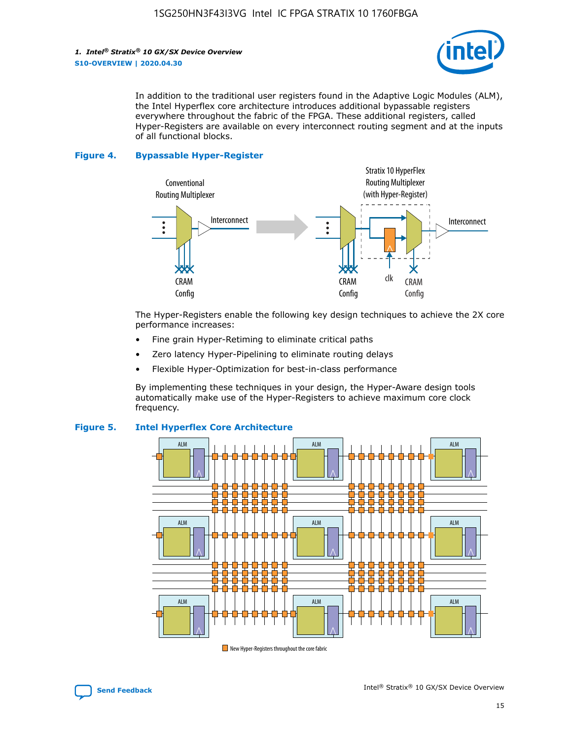In addition to the traditional user registers found in the Adaptive Logic Modules (ALM), the Intel Hyperflex core architecture introduces additional bypassable registers everywhere throughout the fabric of the FPGA. These additional registers, called Hyper-Registers are available on every interconnect routing segment and at the inputs of all functional blocks.

**Figure 4. Bypassable Hyper-Register**

The Hyper-Registers enable the following key design techniques to achieve the 2X core performance increases:

- Fine grain Hyper-Retiming to eliminate critical paths
- Zero latency Hyper-Pipelining to eliminate routing delays
- Flexible Hyper-Optimization for best-in-class performance

By implementing these techniques in your design, the Hyper-Aware design tools automatically make use of the Hyper-Registers to achieve maximum core clock frequency.

**Figure 5. Intel Hyperflex Core Architecture**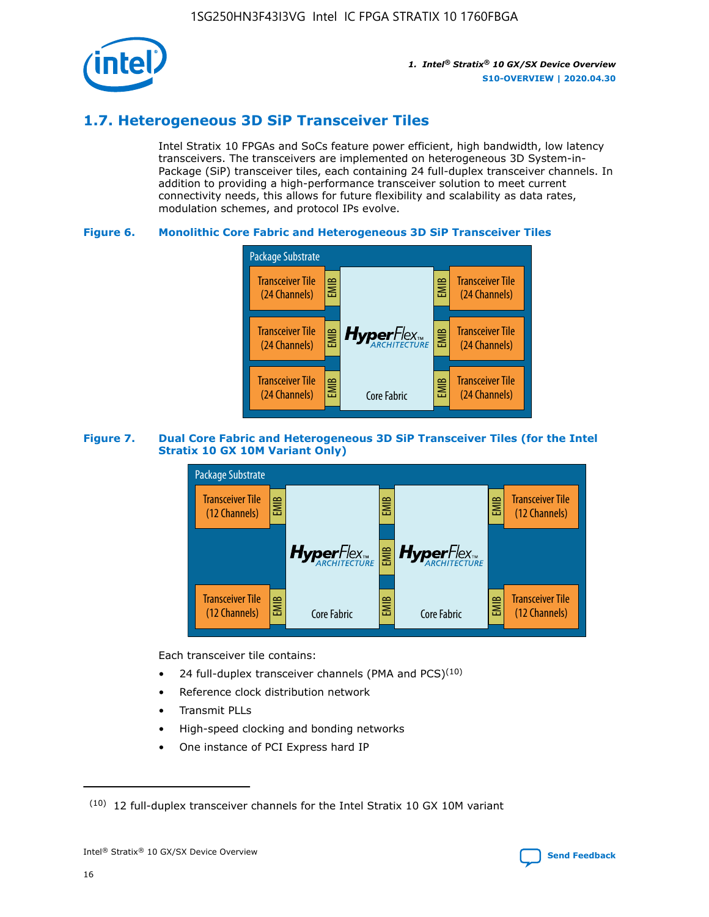## 1.7. Heterogeneous 3D SiP Transceiver Tiles

Intel Stratix 10 FPGAs and SoCs feature power efficient, high bandwidth, low latency transceivers. The transceivers are implemented on heterogeneous 3D System-in-Package (SiP) transceiver tiles, each containing 24 full-duplex transceiver channels. In addition to providing a high-performance transceiver solution to meet current connectivity needs, this allows for future flexibility and scalability as data rates, modulation schemes, and protocol IPs evolve.

**Figure 6. Monolithic Core Fabric and Heterogeneous 3D SiP Transceiver Tiles**

**Figure 7. Dual Core Fabric and Heterogeneous 3D SiP Transceiver Tiles (for the Intel Stratix 10 GX 10M Variant Only)**

Each transceiver tile contains:

- 24 full-duplex transceiver channels (PMA and PCS)[10]
- Reference clock distribution network
- Transmit PLLs
- High-speed clocking and bonding networks
- One instance of PCI Express hard IP

(10) 12 full-duplex transceiver channels for the Intel Stratix 10 GX 10M variant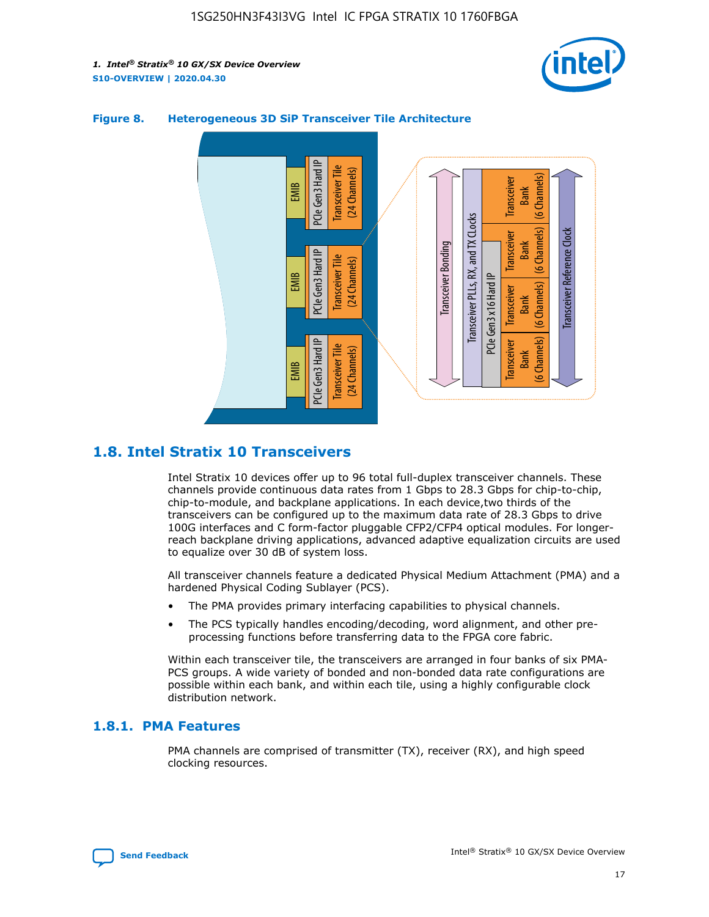**Figure 8. Heterogeneous 3D SiP Transceiver Tile Architecture**

## 1.8. Intel Stratix 10 Transceivers

Intel Stratix 10 devices offer up to 96 total full-duplex transceiver channels. These channels provide continuous data rates from 1 Gbps to 28.3 Gbps for chip-to-chip, chip-to-module, and backplane applications. In each device,two thirds of the transceivers can be configured up to the maximum data rate of 28.3 Gbps to drive 100G interfaces and C form-factor pluggable CFP2/CFP4 optical modules. For longer-reach backplane driving applications, advanced adaptive equalization circuits are used to equalize over 30 dB of system loss.

All transceiver channels feature a dedicated Physical Medium Attachment (PMA) and a hardened Physical Coding Sublayer (PCS).

- The PMA provides primary interfacing capabilities to physical channels.
- The PCS typically handles encoding/decoding, word alignment, and other pre-processing functions before transferring data to the FPGA core fabric.

Within each transceiver tile, the transceivers are arranged in four banks of six PMA-PCS groups. A wide variety of bonded and non-bonded data rate configurations are possible within each bank, and within each tile, using a highly configurable clock distribution network.

### 1.8.1. PMA Features

PMA channels are comprised of transmitter (TX), receiver (RX), and high speed clocking resources.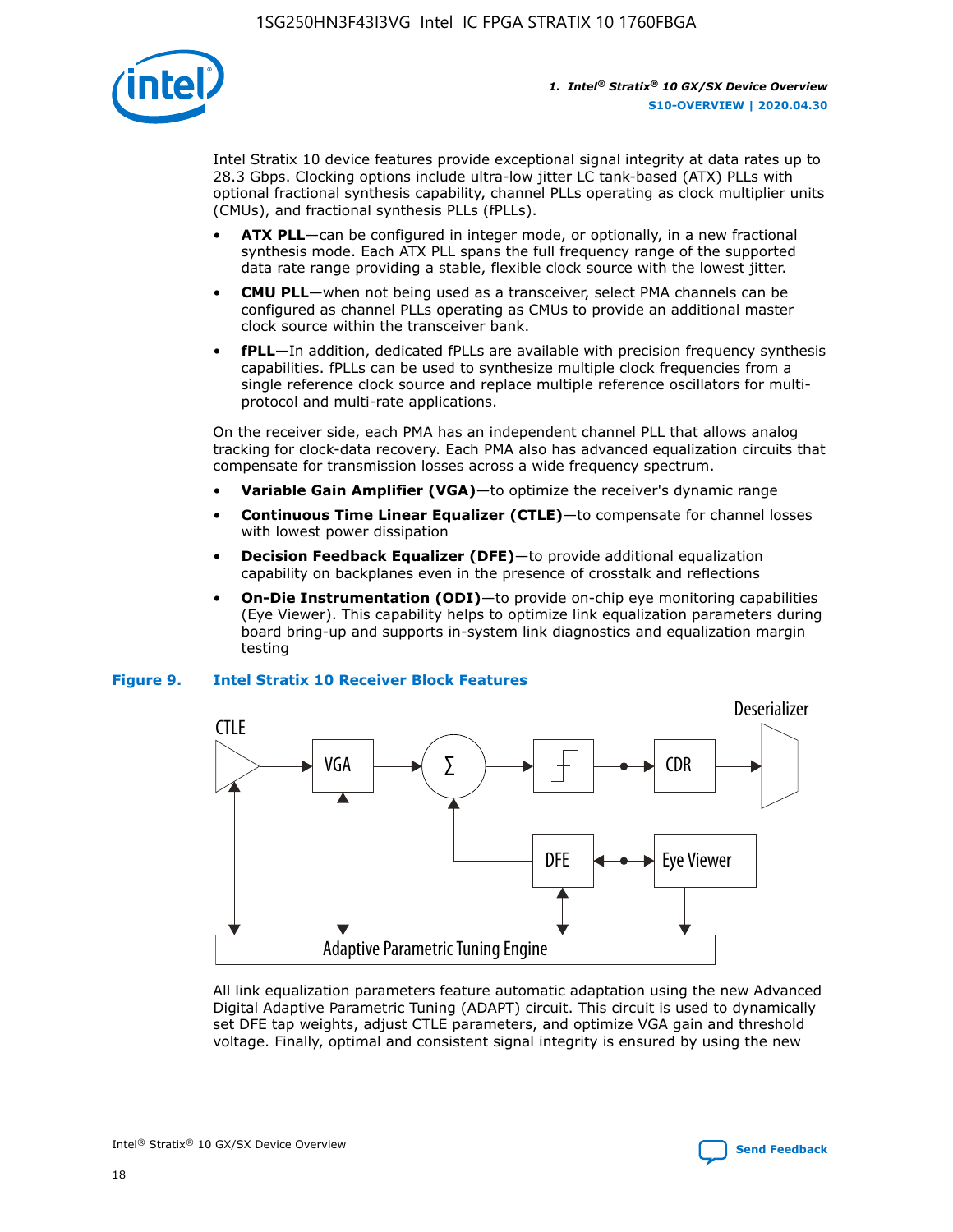Intel Stratix 10 device features provide exceptional signal integrity at data rates up to 28.3 Gbps. Clocking options include ultra-low jitter LC tank-based (ATX) PLLs with optional fractional synthesis capability, channel PLLs operating as clock multiplier units (CMUs), and fractional synthesis PLLs (fPLLs).

- **ATX PLL**—can be configured in integer mode, or optionally, in a new fractional synthesis mode. Each ATX PLL spans the full frequency range of the supported data rate range providing a stable, flexible clock source with the lowest jitter.
- **CMU PLL**—when not being used as a transceiver, select PMA channels can be configured as channel PLLs operating as CMUs to provide an additional master clock source within the transceiver bank.
- **fPLL**—In addition, dedicated fPLLs are available with precision frequency synthesis capabilities. fPLLs can be used to synthesize multiple clock frequencies from a single reference clock source and replace multiple reference oscillators for multi-protocol and multi-rate applications.

On the receiver side, each PMA has an independent channel PLL that allows analog tracking for clock-data recovery. Each PMA also has advanced equalization circuits that compensate for transmission losses across a wide frequency spectrum.

- **Variable Gain Amplifier (VGA)**—to optimize the receiver's dynamic range
- **Continuous Time Linear Equalizer (CTLE)**—to compensate for channel losses with lowest power dissipation
- **Decision Feedback Equalizer (DFE)**—to provide additional equalization capability on backplanes even in the presence of crosstalk and reflections
- **On-Die Instrumentation (ODI)**—to provide on-chip eye monitoring capabilities (Eye Viewer). This capability helps to optimize link equalization parameters during board bring-up and supports in-system link diagnostics and equalization margin testing

**Figure 9. Intel Stratix 10 Receiver Block Features**

All link equalization parameters feature automatic adaptation using the new Advanced Digital Adaptive Parametric Tuning (ADAPT) circuit. This circuit is used to dynamically set DFE tap weights, adjust CTLE parameters, and optimize VGA gain and threshold voltage. Finally, optimal and consistent signal integrity is ensured by using the new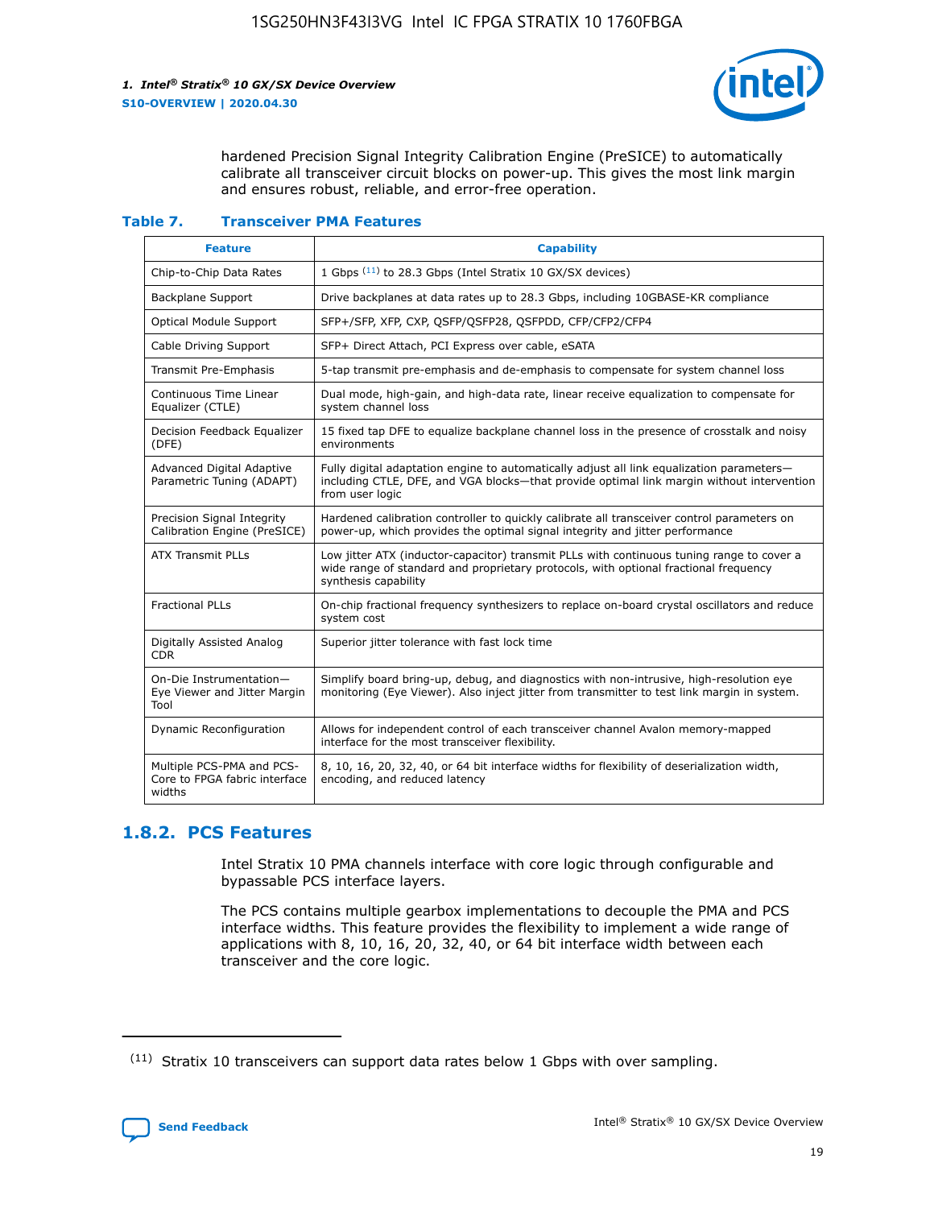hardened Precision Signal Integrity Calibration Engine (PreSICE) to automatically calibrate all transceiver circuit blocks on power-up. This gives the most link margin and ensures robust, reliable, and error-free operation.

**Table 7. Transceiver PMA Features**

| Feature | Capability |
| --- | --- |
| Chip-to-Chip Data Rates | 1 Gbps [11] to 28.3 Gbps (Intel Stratix 10 GX/SX devices) |
| Backplane Support | Drive backplanes at data rates up to 28.3 Gbps, including 10GBASE-KR compliance |
| Optical Module Support | SFP+/SFP, XFP, CXP, QSFP/QSFP28, QSFPDD, CFP/CFP2/CFP4 |
| Cable Driving Support | SFP+ Direct Attach, PCI Express over cable, eSATA |
| Transmit Pre-Emphasis | 5-tap transmit pre-emphasis and de-emphasis to compensate for system channel loss |
| Continuous Time Linear Equalizer (CTLE) | Dual mode, high-gain, and high-data rate, linear receive equalization to compensate for system channel loss |
| Decision Feedback Equalizer (DFE) | 15 fixed tap DFE to equalize backplane channel loss in the presence of crosstalk and noisy environments |
| Advanced Digital Adaptive Parametric Tuning (ADAPT) | Fully digital adaptation engine to automatically adjust all link equalization parameters—including CTLE, DFE, and VGA blocks—that provide optimal link margin without intervention from user logic |
| Precision Signal Integrity Calibration Engine (PreSICE) | Hardened calibration controller to quickly calibrate all transceiver control parameters on power-up, which provides the optimal signal integrity and jitter performance |
| ATX Transmit PLLs | Low jitter ATX (inductor-capacitor) transmit PLLs with continuous tuning range to cover a wide range of standard and proprietary protocols, with optional fractional frequency synthesis capability |
| Fractional PLLs | On-chip fractional frequency synthesizers to replace on-board crystal oscillators and reduce system cost |
| Digitally Assisted Analog CDR | Superior jitter tolerance with fast lock time |
| On-Die Instrumentation—Eye Viewer and Jitter Margin Tool | Simplify board bring-up, debug, and diagnostics with non-intrusive, high-resolution eye monitoring (Eye Viewer). Also inject jitter from transmitter to test link margin in system. |
| Dynamic Reconfiguration | Allows for independent control of each transceiver channel Avalon memory-mapped interface for the most transceiver flexibility. |
| Multiple PCS-PMA and PCS-Core to FPGA fabric interface widths | 8, 10, 16, 20, 32, 40, or 64 bit interface widths for flexibility of deserialization width, encoding, and reduced latency |

## 1.8.2. PCS Features

Intel Stratix 10 PMA channels interface with core logic through configurable and bypassable PCS interface layers.

The PCS contains multiple gearbox implementations to decouple the PMA and PCS interface widths. This feature provides the flexibility to implement a wide range of applications with 8, 10, 16, 20, 32, 40, or 64 bit interface width between each transceiver and the core logic.

[11] Stratix 10 transceivers can support data rates below 1 Gbps with over sampling.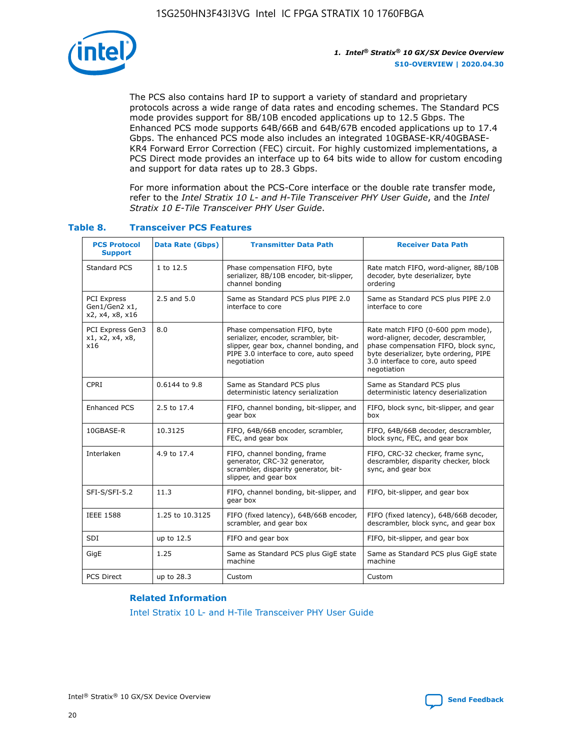The PCS also contains hard IP to support a variety of standard and proprietary protocols across a wide range of data rates and encoding schemes. The Standard PCS mode provides support for 8B/10B encoded applications up to 12.5 Gbps. The Enhanced PCS mode supports 64B/66B and 64B/67B encoded applications up to 17.4 Gbps. The enhanced PCS mode also includes an integrated 10GBASE-KR/40GBASE-KR4 Forward Error Correction (FEC) circuit. For highly customized implementations, a PCS Direct mode provides an interface up to 64 bits wide to allow for custom encoding and support for data rates up to 28.3 Gbps.

For more information about the PCS-Core interface or the double rate transfer mode, refer to the *Intel Stratix 10 L- and H-Tile Transceiver PHY User Guide*, and the *Intel Stratix 10 E-Tile Transceiver PHY User Guide*.

### Table 8. Transceiver PCS Features

| PCS Protocol Support | Data Rate (Gbps) | Transmitter Data Path | Receiver Data Path |
|---|---|---|---|
| Standard PCS | 1 to 12.5 | Phase compensation FIFO, byte serializer, 8B/10B encoder, bit-slipper, channel bonding | Rate match FIFO, word-aligner, 8B/10B decoder, byte deserializer, byte ordering |
| PCI Express Gen1/Gen2 x1, x2, x4, x8, x16 | 2.5 and 5.0 | Same as Standard PCS plus PIPE 2.0 interface to core | Same as Standard PCS plus PIPE 2.0 interface to core |
| PCI Express Gen3 x1, x2, x4, x8, x16 | 8.0 | Phase compensation FIFO, byte serializer, encoder, scrambler, bit-slipper, gear box, channel bonding, and PIPE 3.0 interface to core, auto speed negotiation | Rate match FIFO (0-600 ppm mode), word-aligner, decoder, descrambler, phase compensation FIFO, block sync, byte deserializer, byte ordering, PIPE 3.0 interface to core, auto speed negotiation |
| CPRI | 0.6144 to 9.8 | Same as Standard PCS plus deterministic latency serialization | Same as Standard PCS plus deterministic latency deserialization |
| Enhanced PCS | 2.5 to 17.4 | FIFO, channel bonding, bit-slipper, and gear box | FIFO, block sync, bit-slipper, and gear box |
| 10GBASE-R | 10.3125 | FIFO, 64B/66B encoder, scrambler, FEC, and gear box | FIFO, 64B/66B decoder, descrambler, block sync, FEC, and gear box |
| Interlaken | 4.9 to 17.4 | FIFO, channel bonding, frame generator, CRC-32 generator, scrambler, disparity generator, bit-slipper, and gear box | FIFO, CRC-32 checker, frame sync, descrambler, disparity checker, block sync, and gear box |
| SFI-S/SFI-5.2 | 11.3 | FIFO, channel bonding, bit-slipper, and gear box | FIFO, bit-slipper, and gear box |
| IEEE 1588 | 1.25 to 10.3125 | FIFO (fixed latency), 64B/66B encoder, scrambler, and gear box | FIFO (fixed latency), 64B/66B decoder, descrambler, block sync, and gear box |
| SDI | up to 12.5 | FIFO and gear box | FIFO, bit-slipper, and gear box |
| GigE | 1.25 | Same as Standard PCS plus GigE state machine | Same as Standard PCS plus GigE state machine |
| PCS Direct | up to 28.3 | Custom | Custom |

**Related Information**

Intel Stratix 10 L- and H-Tile Transceiver PHY User Guide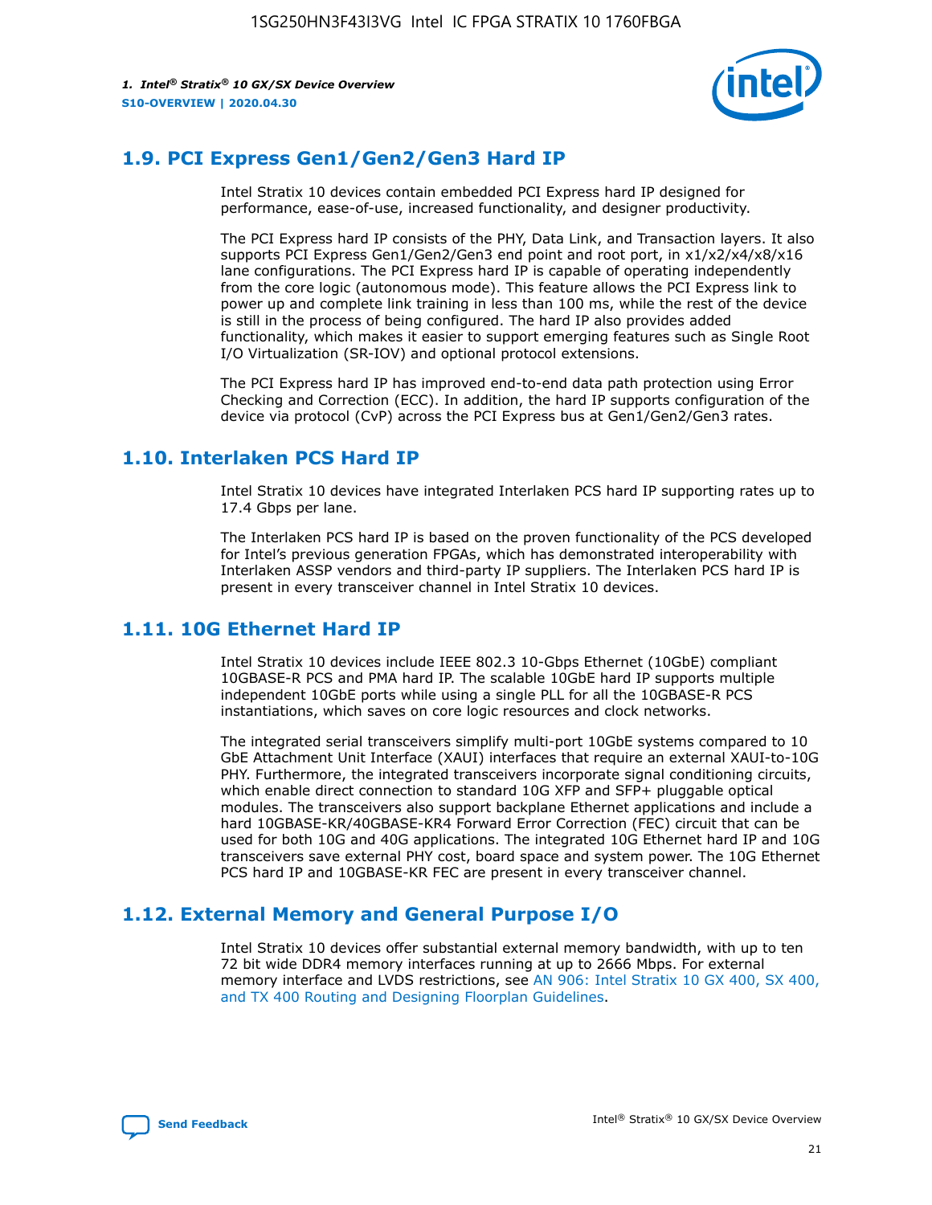## 1.9. PCI Express Gen1/Gen2/Gen3 Hard IP

Intel Stratix 10 devices contain embedded PCI Express hard IP designed for performance, ease-of-use, increased functionality, and designer productivity.

The PCI Express hard IP consists of the PHY, Data Link, and Transaction layers. It also supports PCI Express Gen1/Gen2/Gen3 end point and root port, in x1/x2/x4/x8/x16 lane configurations. The PCI Express hard IP is capable of operating independently from the core logic (autonomous mode). This feature allows the PCI Express link to power up and complete link training in less than 100 ms, while the rest of the device is still in the process of being configured. The hard IP also provides added functionality, which makes it easier to support emerging features such as Single Root I/O Virtualization (SR-IOV) and optional protocol extensions.

The PCI Express hard IP has improved end-to-end data path protection using Error Checking and Correction (ECC). In addition, the hard IP supports configuration of the device via protocol (CvP) across the PCI Express bus at Gen1/Gen2/Gen3 rates.

## 1.10. Interlaken PCS Hard IP

Intel Stratix 10 devices have integrated Interlaken PCS hard IP supporting rates up to 17.4 Gbps per lane.

The Interlaken PCS hard IP is based on the proven functionality of the PCS developed for Intel's previous generation FPGAs, which has demonstrated interoperability with Interlaken ASSP vendors and third-party IP suppliers. The Interlaken PCS hard IP is present in every transceiver channel in Intel Stratix 10 devices.

## 1.11. 10G Ethernet Hard IP

Intel Stratix 10 devices include IEEE 802.3 10-Gbps Ethernet (10GbE) compliant 10GBASE-R PCS and PMA hard IP. The scalable 10GbE hard IP supports multiple independent 10GbE ports while using a single PLL for all the 10GBASE-R PCS instantiations, which saves on core logic resources and clock networks.

The integrated serial transceivers simplify multi-port 10GbE systems compared to 10 GbE Attachment Unit Interface (XAUI) interfaces that require an external XAUI-to-10G PHY. Furthermore, the integrated transceivers incorporate signal conditioning circuits, which enable direct connection to standard 10G XFP and SFP+ pluggable optical modules. The transceivers also support backplane Ethernet applications and include a hard 10GBASE-KR/40GBASE-KR4 Forward Error Correction (FEC) circuit that can be used for both 10G and 40G applications. The integrated 10G Ethernet hard IP and 10G transceivers save external PHY cost, board space and system power. The 10G Ethernet PCS hard IP and 10GBASE-KR FEC are present in every transceiver channel.

## 1.12. External Memory and General Purpose I/O

Intel Stratix 10 devices offer substantial external memory bandwidth, with up to ten 72 bit wide DDR4 memory interfaces running at up to 2666 Mbps. For external memory interface and LVDS restrictions, see AN 906: Intel Stratix 10 GX 400, SX 400, and TX 400 Routing and Designing Floorplan Guidelines.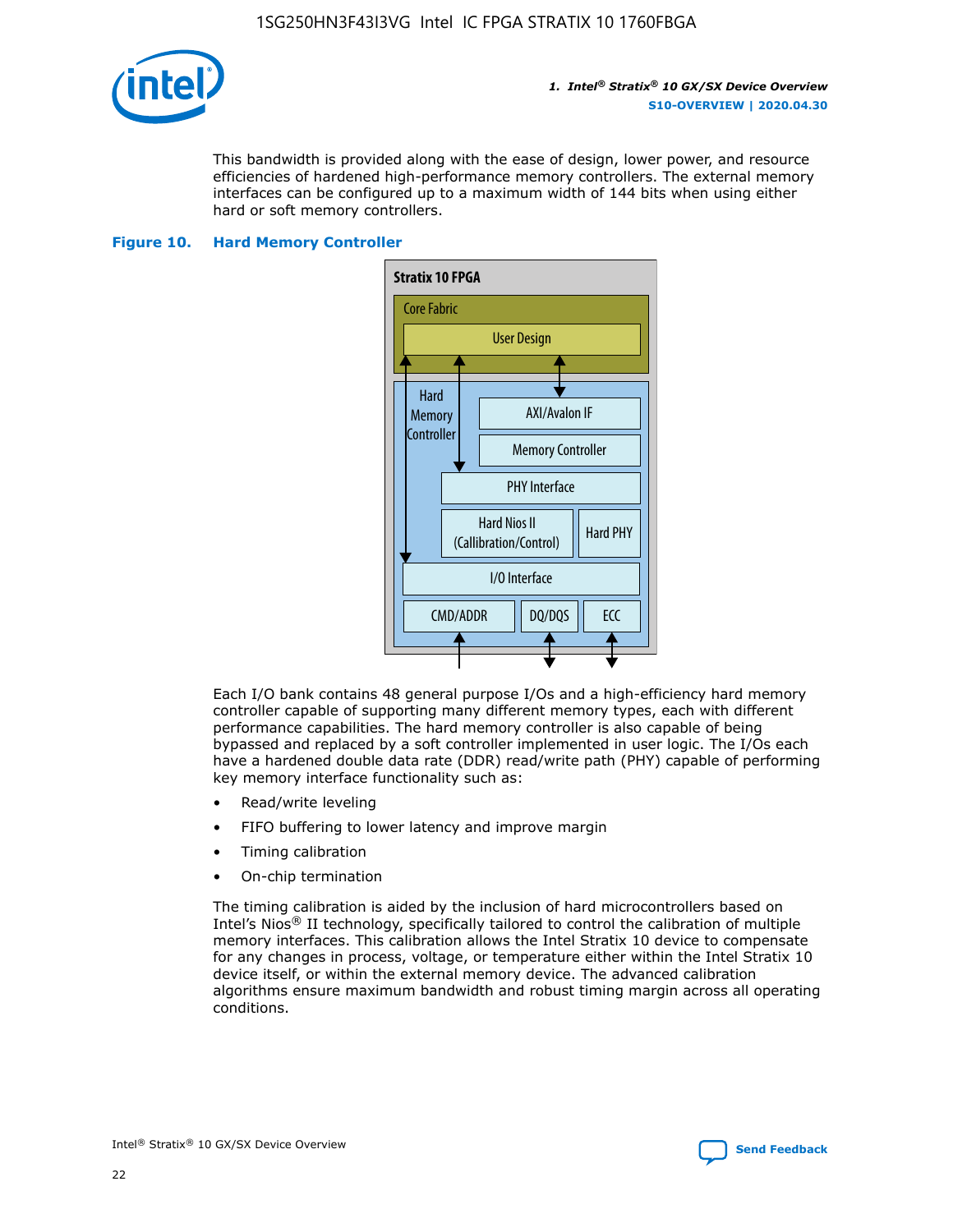This bandwidth is provided along with the ease of design, lower power, and resource efficiencies of hardened high-performance memory controllers. The external memory interfaces can be configured up to a maximum width of 144 bits when using either hard or soft memory controllers.

**Figure 10. Hard Memory Controller**

Each I/O bank contains 48 general purpose I/Os and a high-efficiency hard memory controller capable of supporting many different memory types, each with different performance capabilities. The hard memory controller is also capable of being bypassed and replaced by a soft controller implemented in user logic. The I/Os each have a hardened double data rate (DDR) read/write path (PHY) capable of performing key memory interface functionality such as:

- Read/write leveling
- FIFO buffering to lower latency and improve margin
- Timing calibration
- On-chip termination

The timing calibration is aided by the inclusion of hard microcontrollers based on Intel's Nios® II technology, specifically tailored to control the calibration of multiple memory interfaces. This calibration allows the Intel Stratix 10 device to compensate for any changes in process, voltage, or temperature either within the Intel Stratix 10 device itself, or within the external memory device. The advanced calibration algorithms ensure maximum bandwidth and robust timing margin across all operating conditions.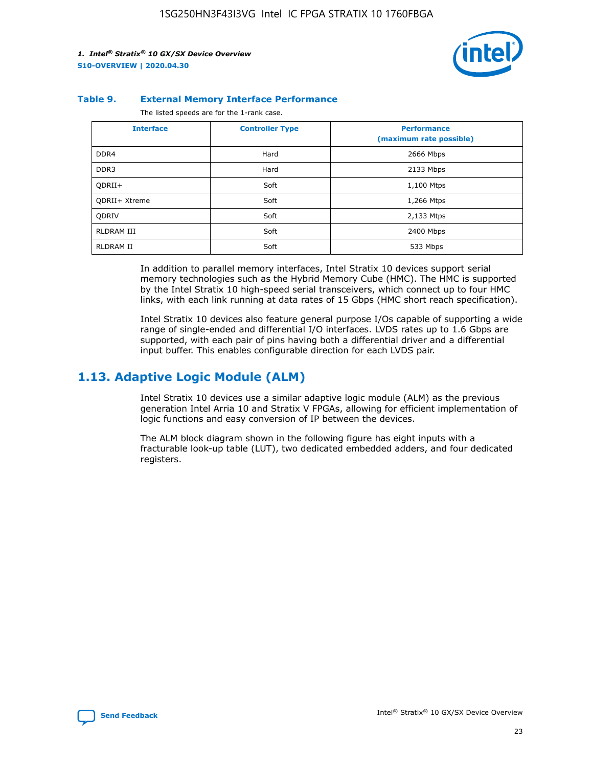**Table 9. External Memory Interface Performance**

The listed speeds are for the 1-rank case.

| Interface | Controller Type | Performance (maximum rate possible) |
| --- | --- | --- |
| DDR4 | Hard | 2666 Mbps |
| DDR3 | Hard | 2133 Mbps |
| QDRII+ | Soft | 1,100 Mtps |
| QDRII+ Xtreme | Soft | 1,266 Mtps |
| QDRIV | Soft | 2,133 Mtps |
| RLDRAM III | Soft | 2400 Mbps |
| RLDRAM II | Soft | 533 Mbps |

In addition to parallel memory interfaces, Intel Stratix 10 devices support serial memory technologies such as the Hybrid Memory Cube (HMC). The HMC is supported by the Intel Stratix 10 high-speed serial transceivers, which connect up to four HMC links, with each link running at data rates of 15 Gbps (HMC short reach specification).

Intel Stratix 10 devices also feature general purpose I/Os capable of supporting a wide range of single-ended and differential I/O interfaces. LVDS rates up to 1.6 Gbps are supported, with each pair of pins having both a differential driver and a differential input buffer. This enables configurable direction for each LVDS pair.

## 1.13. Adaptive Logic Module (ALM)

Intel Stratix 10 devices use a similar adaptive logic module (ALM) as the previous generation Intel Arria 10 and Stratix V FPGAs, allowing for efficient implementation of logic functions and easy conversion of IP between the devices.

The ALM block diagram shown in the following figure has eight inputs with a fracturable look-up table (LUT), two dedicated embedded adders, and four dedicated registers.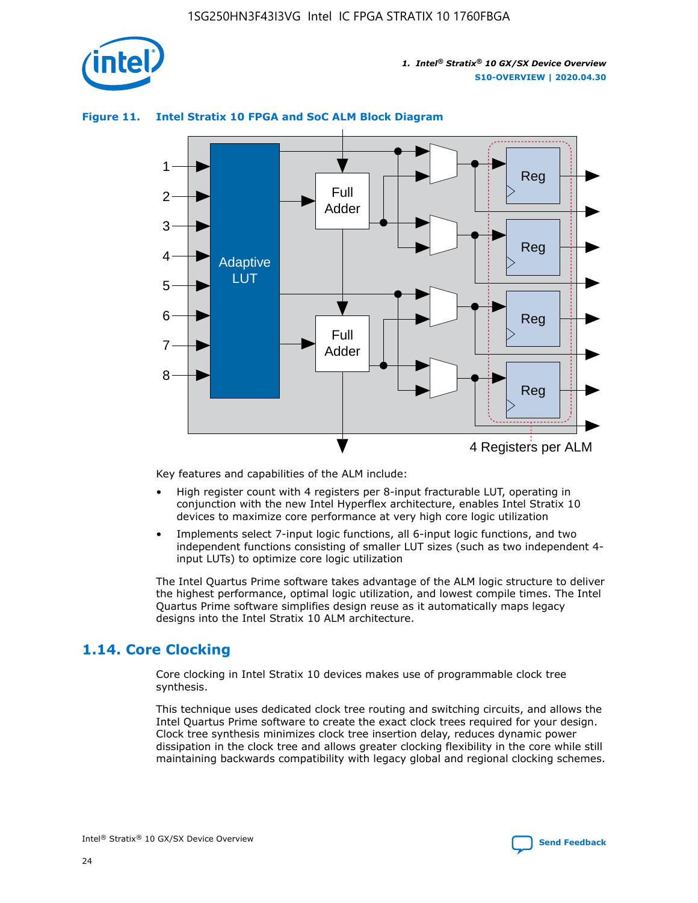**Figure 11. Intel Stratix 10 FPGA and SoC ALM Block Diagram**

Key features and capabilities of the ALM include:

- High register count with 4 registers per 8-input fracturable LUT, operating in conjunction with the new Intel Hyperflex architecture, enables Intel Stratix 10 devices to maximize core performance at very high core logic utilization
- Implements select 7-input logic functions, all 6-input logic functions, and two independent functions consisting of smaller LUT sizes (such as two independent 4-input LUTs) to optimize core logic utilization

The Intel Quartus Prime software takes advantage of the ALM logic structure to deliver the highest performance, optimal logic utilization, and lowest compile times. The Intel Quartus Prime software simplifies design reuse as it automatically maps legacy designs into the Intel Stratix 10 ALM architecture.

## 1.14. Core Clocking

Core clocking in Intel Stratix 10 devices makes use of programmable clock tree synthesis.

This technique uses dedicated clock tree routing and switching circuits, and allows the Intel Quartus Prime software to create the exact clock trees required for your design. Clock tree synthesis minimizes clock tree insertion delay, reduces dynamic power dissipation in the clock tree and allows greater clocking flexibility in the core while still maintaining backwards compatibility with legacy global and regional clocking schemes.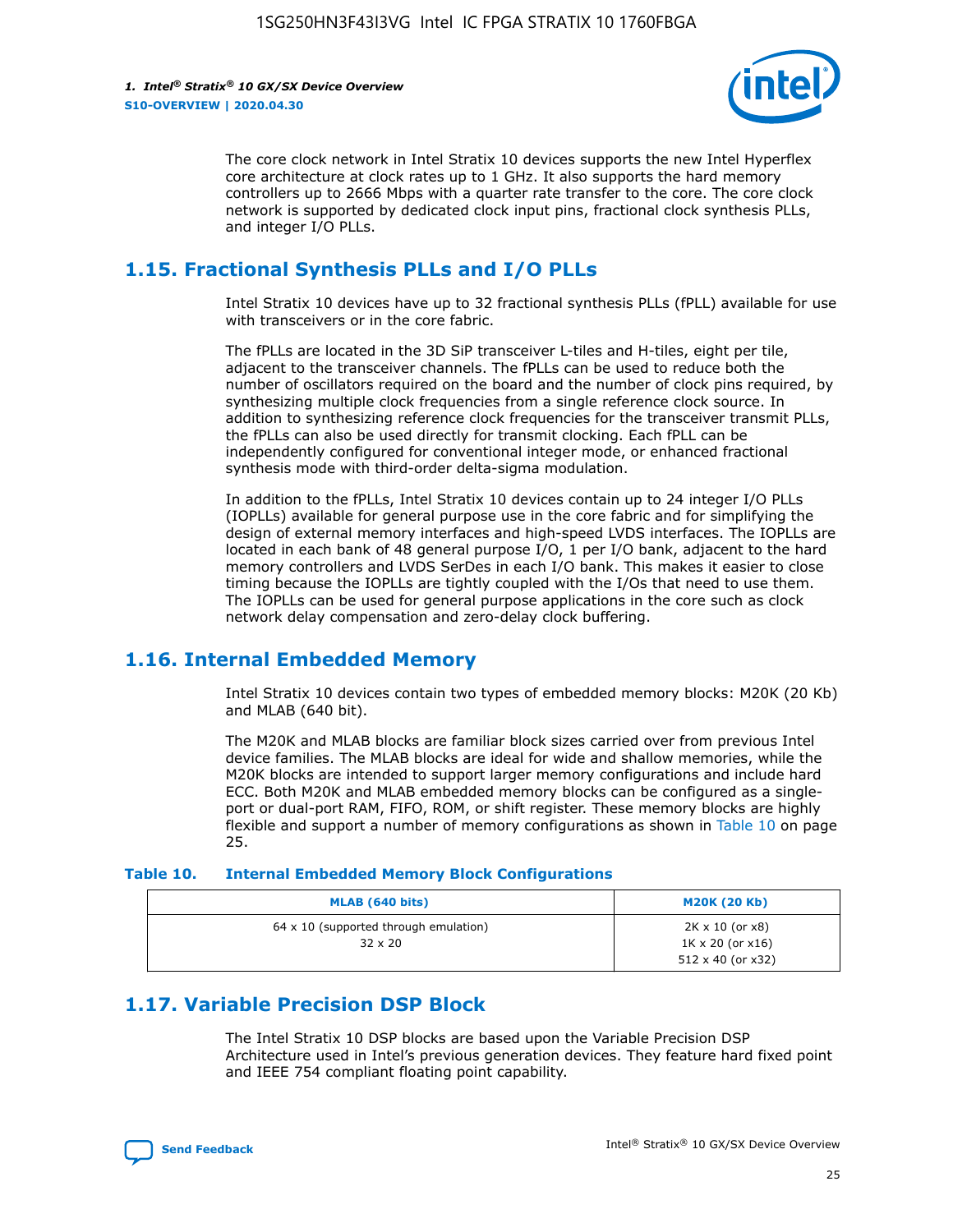The core clock network in Intel Stratix 10 devices supports the new Intel Hyperflex core architecture at clock rates up to 1 GHz. It also supports the hard memory controllers up to 2666 Mbps with a quarter rate transfer to the core. The core clock network is supported by dedicated clock input pins, fractional clock synthesis PLLs, and integer I/O PLLs.

## 1.15. Fractional Synthesis PLLs and I/O PLLs

Intel Stratix 10 devices have up to 32 fractional synthesis PLLs (fPLL) available for use with transceivers or in the core fabric.

The fPLLs are located in the 3D SiP transceiver L-tiles and H-tiles, eight per tile, adjacent to the transceiver channels. The fPLLs can be used to reduce both the number of oscillators required on the board and the number of clock pins required, by synthesizing multiple clock frequencies from a single reference clock source. In addition to synthesizing reference clock frequencies for the transceiver transmit PLLs, the fPLLs can also be used directly for transmit clocking. Each fPLL can be independently configured for conventional integer mode, or enhanced fractional synthesis mode with third-order delta-sigma modulation.

In addition to the fPLLs, Intel Stratix 10 devices contain up to 24 integer I/O PLLs (IOPLLs) available for general purpose use in the core fabric and for simplifying the design of external memory interfaces and high-speed LVDS interfaces. The IOPLLs are located in each bank of 48 general purpose I/O, 1 per I/O bank, adjacent to the hard memory controllers and LVDS SerDes in each I/O bank. This makes it easier to close timing because the IOPLLs are tightly coupled with the I/Os that need to use them. The IOPLLs can be used for general purpose applications in the core such as clock network delay compensation and zero-delay clock buffering.

## 1.16. Internal Embedded Memory

Intel Stratix 10 devices contain two types of embedded memory blocks: M20K (20 Kb) and MLAB (640 bit).

The M20K and MLAB blocks are familiar block sizes carried over from previous Intel device families. The MLAB blocks are ideal for wide and shallow memories, while the M20K blocks are intended to support larger memory configurations and include hard ECC. Both M20K and MLAB embedded memory blocks can be configured as a single-port or dual-port RAM, FIFO, ROM, or shift register. These memory blocks are highly flexible and support a number of memory configurations as shown in Table 10 on page 25.

**Table 10. Internal Embedded Memory Block Configurations**

| MLAB (640 bits) | M20K (20 Kb) |
|---|---|
| 64 x 10 (supported through emulation)<br>32 x 20 | 2K x 10 (or x8)<br>1K x 20 (or x16)<br>512 x 40 (or x32) |

## 1.17. Variable Precision DSP Block

The Intel Stratix 10 DSP blocks are based upon the Variable Precision DSP Architecture used in Intel's previous generation devices. They feature hard fixed point and IEEE 754 compliant floating point capability.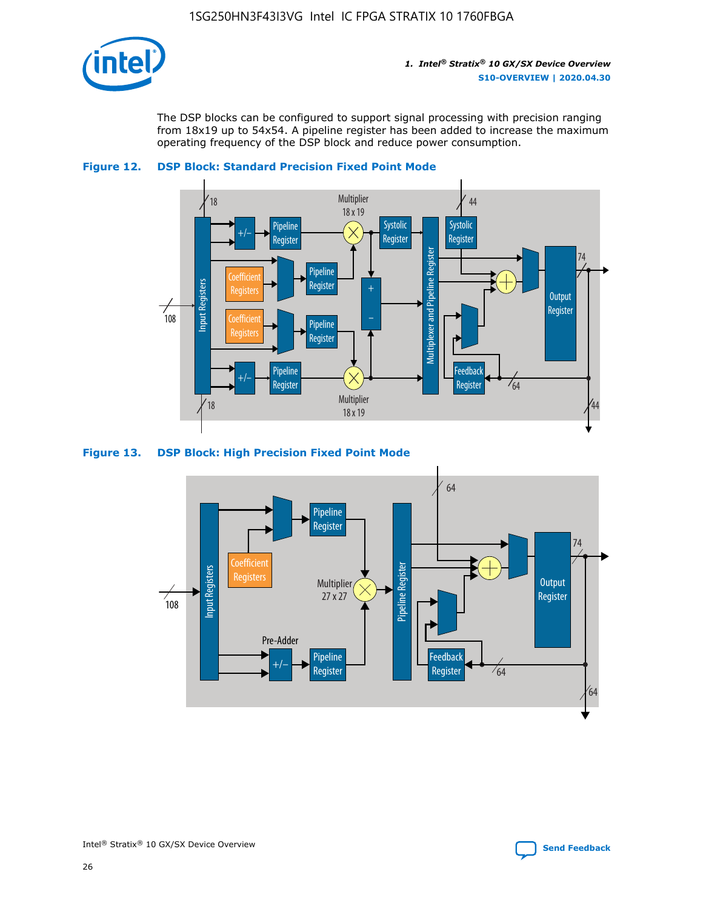The DSP blocks can be configured to support signal processing with precision ranging from 18x19 up to 54x54. A pipeline register has been added to increase the maximum operating frequency of the DSP block and reduce power consumption.

**Figure 12. DSP Block: Standard Precision Fixed Point Mode**

**Figure 13. DSP Block: High Precision Fixed Point Mode**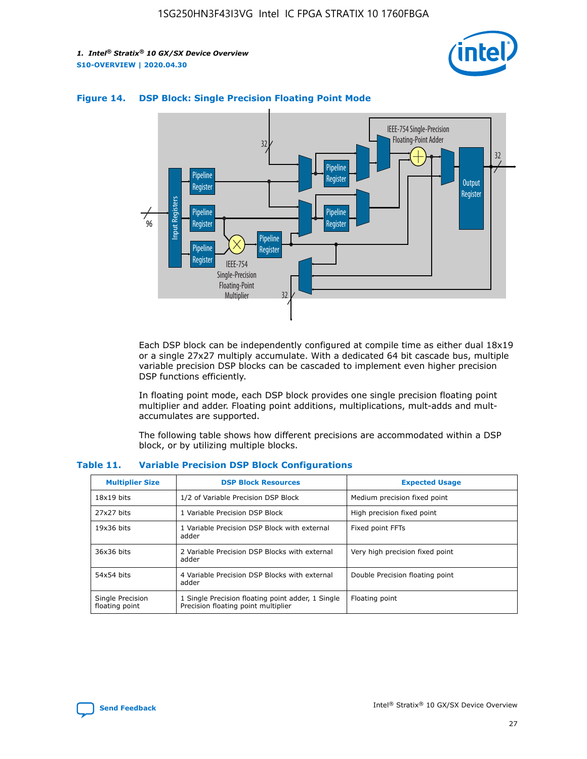**Figure 14. DSP Block: Single Precision Floating Point Mode**

Each DSP block can be independently configured at compile time as either dual 18x19 or a single 27x27 multiply accumulate. With a dedicated 64 bit cascade bus, multiple variable precision DSP blocks can be cascaded to implement even higher precision DSP functions efficiently.

In floating point mode, each DSP block provides one single precision floating point multiplier and adder. Floating point additions, multiplications, mult-adds and mult-accumulates are supported.

The following table shows how different precisions are accommodated within a DSP block, or by utilizing multiple blocks.

**Table 11. Variable Precision DSP Block Configurations**

| Multiplier Size | DSP Block Resources | Expected Usage |
|---|---|---|
| 18x19 bits | 1/2 of Variable Precision DSP Block | Medium precision fixed point |
| 27x27 bits | 1 Variable Precision DSP Block | High precision fixed point |
| 19x36 bits | 1 Variable Precision DSP Block with external adder | Fixed point FFTs |
| 36x36 bits | 2 Variable Precision DSP Blocks with external adder | Very high precision fixed point |
| 54x54 bits | 4 Variable Precision DSP Blocks with external adder | Double Precision floating point |
| Single Precision floating point | 1 Single Precision floating point adder, 1 Single Precision floating point multiplier | Floating point |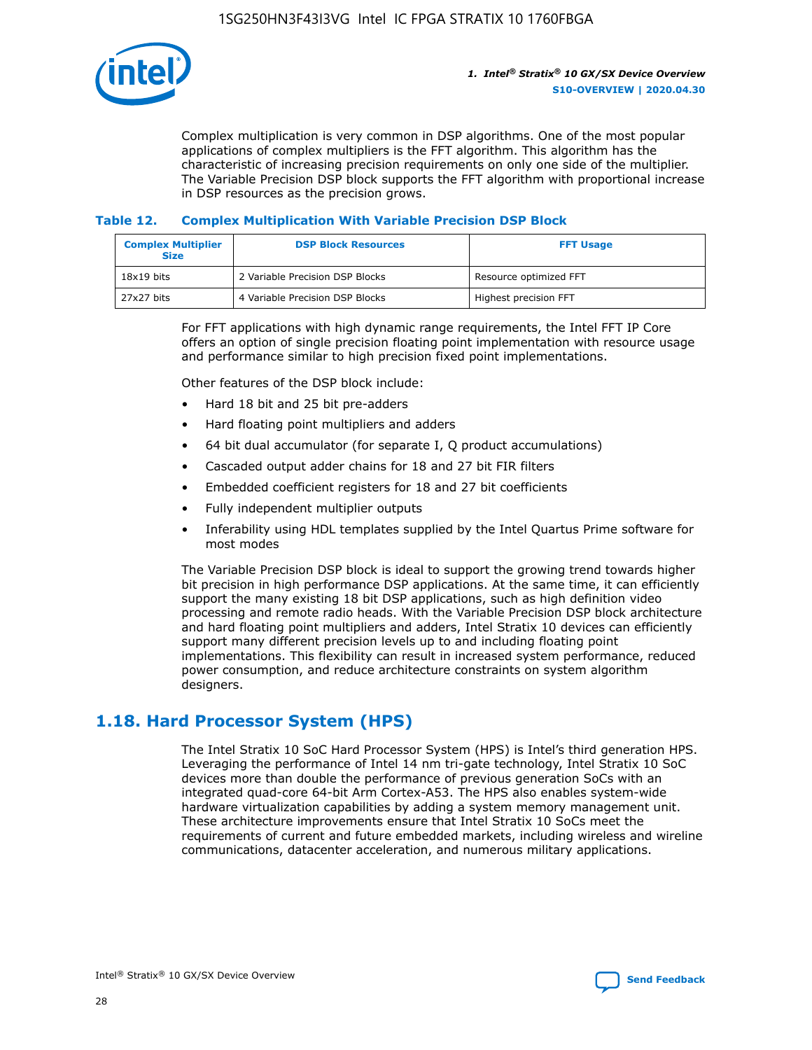Complex multiplication is very common in DSP algorithms. One of the most popular applications of complex multipliers is the FFT algorithm. This algorithm has the characteristic of increasing precision requirements on only one side of the multiplier. The Variable Precision DSP block supports the FFT algorithm with proportional increase in DSP resources as the precision grows.

**Table 12. Complex Multiplication With Variable Precision DSP Block**

| Complex Multiplier Size | DSP Block Resources | FFT Usage |
|---|---|---|
| 18x19 bits | 2 Variable Precision DSP Blocks | Resource optimized FFT |
| 27x27 bits | 4 Variable Precision DSP Blocks | Highest precision FFT |

For FFT applications with high dynamic range requirements, the Intel FFT IP Core offers an option of single precision floating point implementation with resource usage and performance similar to high precision fixed point implementations.

Other features of the DSP block include:

- Hard 18 bit and 25 bit pre-adders
- Hard floating point multipliers and adders
- 64 bit dual accumulator (for separate I, Q product accumulations)
- Cascaded output adder chains for 18 and 27 bit FIR filters
- Embedded coefficient registers for 18 and 27 bit coefficients
- Fully independent multiplier outputs
- Inferability using HDL templates supplied by the Intel Quartus Prime software for most modes

The Variable Precision DSP block is ideal to support the growing trend towards higher bit precision in high performance DSP applications. At the same time, it can efficiently support the many existing 18 bit DSP applications, such as high definition video processing and remote radio heads. With the Variable Precision DSP block architecture and hard floating point multipliers and adders, Intel Stratix 10 devices can efficiently support many different precision levels up to and including floating point implementations. This flexibility can result in increased system performance, reduced power consumption, and reduce architecture constraints on system algorithm designers.

## 1.18. Hard Processor System (HPS)

The Intel Stratix 10 SoC Hard Processor System (HPS) is Intel's third generation HPS. Leveraging the performance of Intel 14 nm tri-gate technology, Intel Stratix 10 SoC devices more than double the performance of previous generation SoCs with an integrated quad-core 64-bit Arm Cortex-A53. The HPS also enables system-wide hardware virtualization capabilities by adding a system memory management unit. These architecture improvements ensure that Intel Stratix 10 SoCs meet the requirements of current and future embedded markets, including wireless and wireline communications, datacenter acceleration, and numerous military applications.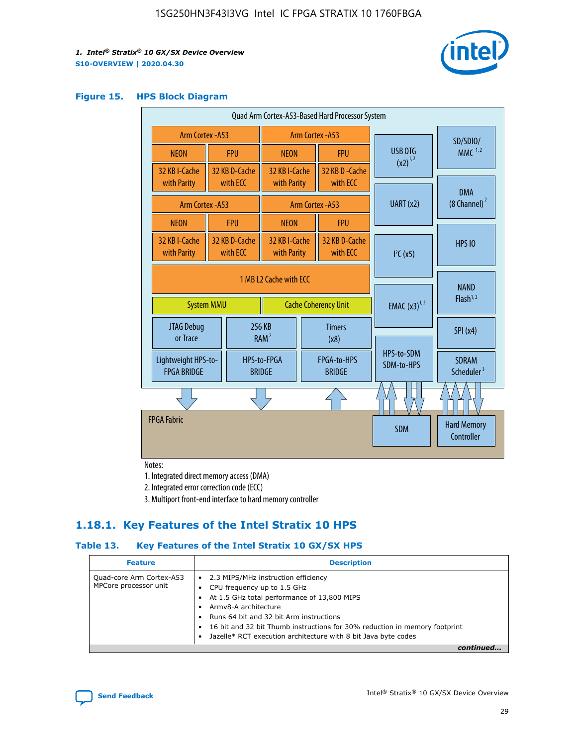## Figure 15. HPS Block Diagram

Quad Arm Cortex-A53-Based Hard Processor System

| Arm Cortex-A53 | | Arm Cortex-A53 | |
|---|---|---|---|
| NEON | FPU | NEON | FPU |
| 32 KB I-Cache with Parity | 32 KB D-Cache with ECC | 32 KB I-Cache with Parity | 32 KB D-Cache with ECC |
| Arm Cortex-A53 | | Arm Cortex-A53 | |
| NEON | FPU | NEON | FPU |
| 32 KB I-Cache with Parity | 32 KB D-Cache with ECC | 32 KB I-Cache with Parity | 32 KB D-Cache with ECC |

1 MB L2 Cache with ECC

System MMU | Cache Coherency Unit

JTAG Debug or Trace | 256 KB RAM [2] | Timers (x8)

Lightweight HPS-to-FPGA BRIDGE | HPS-to-FPGA BRIDGE | FPGA-to-HPS BRIDGE

USB OTG (x2) [1,2] | UART (x2) | I2C (x5) | EMAC (x3) [1,2] | HPS-to-SDM SDM-to-HPS

SD/SDIO/MMC [1,2] | DMA (8 Channel) [2] | HPS IO | NAND Flash [1,2] | SPI (x4) | SDRAM Scheduler [3]

FPGA Fabric | SDM | Hard Memory Controller

Notes:
1. Integrated direct memory access (DMA)
2. Integrated error correction code (ECC)
3. Multiport front-end interface to hard memory controller

### 1.18.1. Key Features of the Intel Stratix 10 HPS

#### Table 13. Key Features of the Intel Stratix 10 GX/SX HPS

| Feature | Description |
|---|---|
| Quad-core Arm Cortex-A53 MPCore processor unit | • 2.3 MIPS/MHz instruction efficiency<br>• CPU frequency up to 1.5 GHz<br>• At 1.5 GHz total performance of 13,800 MIPS<br>• Armv8-A architecture<br>• Runs 64 bit and 32 bit Arm instructions<br>• 16 bit and 32 bit Thumb instructions for 30% reduction in memory footprint<br>• Jazelle* RCT execution architecture with 8 bit Java byte codes |

*continued...*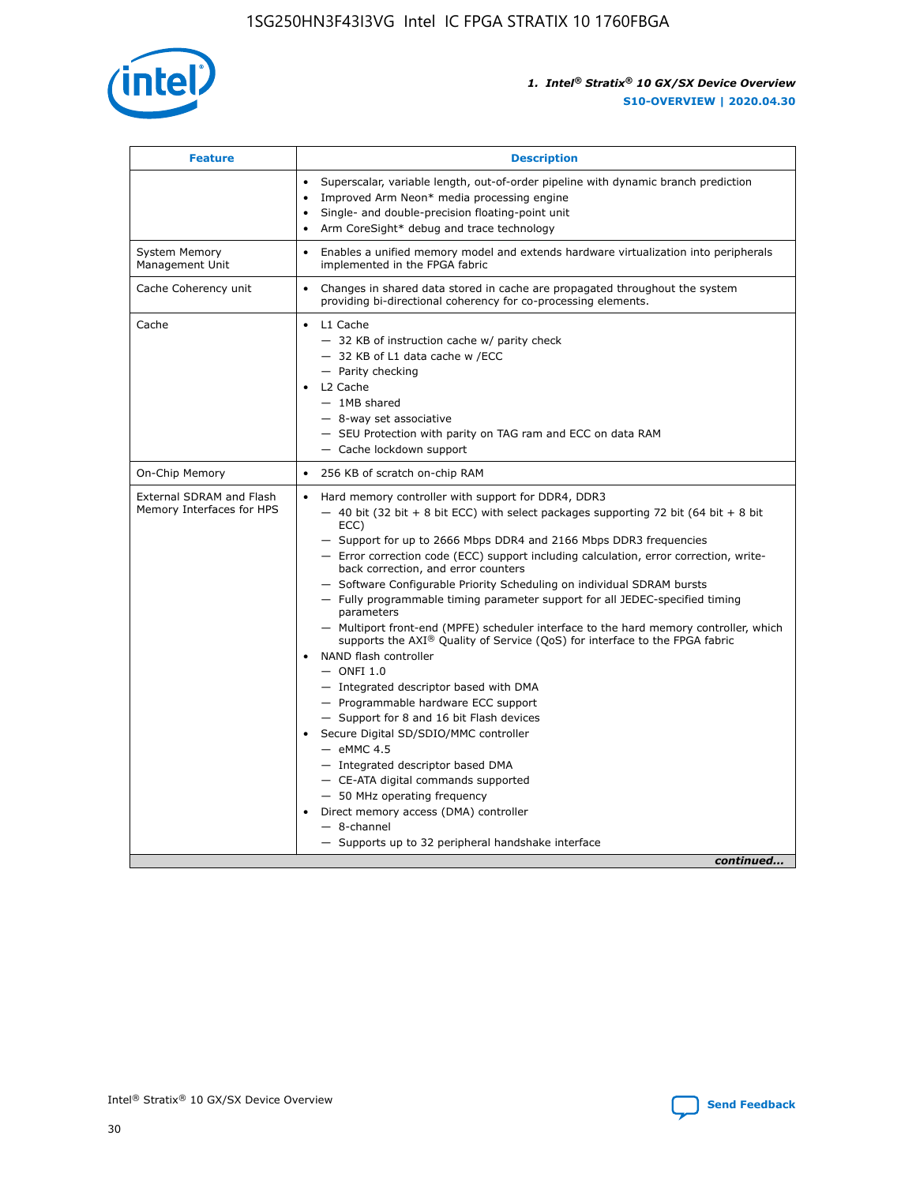| Feature | Description |
| --- | --- |
| | • Superscalar, variable length, out-of-order pipeline with dynamic branch prediction<br>• Improved Arm Neon* media processing engine<br>• Single- and double-precision floating-point unit<br>• Arm CoreSight* debug and trace technology |
| System Memory Management Unit | • Enables a unified memory model and extends hardware virtualization into peripherals implemented in the FPGA fabric |
| Cache Coherency unit | • Changes in shared data stored in cache are propagated throughout the system providing bi-directional coherency for co-processing elements. |
| Cache | • L1 Cache<br>— 32 KB of instruction cache w/ parity check<br>— 32 KB of L1 data cache w /ECC<br>— Parity checking<br>• L2 Cache<br>— 1MB shared<br>— 8-way set associative<br>— SEU Protection with parity on TAG ram and ECC on data RAM<br>— Cache lockdown support |
| On-Chip Memory | • 256 KB of scratch on-chip RAM |
| External SDRAM and Flash Memory Interfaces for HPS | • Hard memory controller with support for DDR4, DDR3<br>— 40 bit (32 bit + 8 bit ECC) with select packages supporting 72 bit (64 bit + 8 bit ECC)<br>— Support for up to 2666 Mbps DDR4 and 2166 Mbps DDR3 frequencies<br>— Error correction code (ECC) support including calculation, error correction, write-back correction, and error counters<br>— Software Configurable Priority Scheduling on individual SDRAM bursts<br>— Fully programmable timing parameter support for all JEDEC-specified timing parameters<br>— Multiport front-end (MPFE) scheduler interface to the hard memory controller, which supports the AXI® Quality of Service (QoS) for interface to the FPGA fabric<br>• NAND flash controller<br>— ONFI 1.0<br>— Integrated descriptor based with DMA<br>— Programmable hardware ECC support<br>— Support for 8 and 16 bit Flash devices<br>• Secure Digital SD/SDIO/MMC controller<br>— eMMC 4.5<br>— Integrated descriptor based DMA<br>— CE-ATA digital commands supported<br>— 50 MHz operating frequency<br>• Direct memory access (DMA) controller<br>— 8-channel<br>— Supports up to 32 peripheral handshake interface |

*continued...*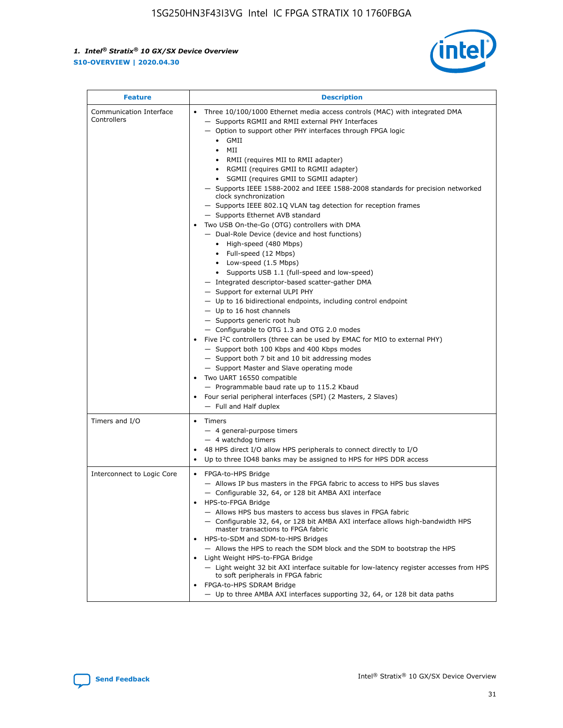| Feature | Description |
| --- | --- |
| Communication Interface Controllers | • Three 10/100/1000 Ethernet media access controls (MAC) with integrated DMA<br>— Supports RGMII and RMII external PHY Interfaces<br>— Option to support other PHY interfaces through FPGA logic<br>• GMII<br>• MII<br>• RMII (requires MII to RMII adapter)<br>• RGMII (requires GMII to RGMII adapter)<br>• SGMII (requires GMII to SGMII adapter)<br>— Supports IEEE 1588-2002 and IEEE 1588-2008 standards for precision networked clock synchronization<br>— Supports IEEE 802.1Q VLAN tag detection for reception frames<br>— Supports Ethernet AVB standard<br>• Two USB On-the-Go (OTG) controllers with DMA<br>— Dual-Role Device (device and host functions)<br>• High-speed (480 Mbps)<br>• Full-speed (12 Mbps)<br>• Low-speed (1.5 Mbps)<br>• Supports USB 1.1 (full-speed and low-speed)<br>— Integrated descriptor-based scatter-gather DMA<br>— Support for external ULPI PHY<br>— Up to 16 bidirectional endpoints, including control endpoint<br>— Up to 16 host channels<br>— Supports generic root hub<br>— Configurable to OTG 1.3 and OTG 2.0 modes<br>• Five I$^2$C controllers (three can be used by EMAC for MIO to external PHY)<br>— Support both 100 Kbps and 400 Kbps modes<br>— Support both 7 bit and 10 bit addressing modes<br>— Support Master and Slave operating mode<br>• Two UART 16550 compatible<br>— Programmable baud rate up to 115.2 Kbaud<br>• Four serial peripheral interfaces (SPI) (2 Masters, 2 Slaves)<br>— Full and Half duplex |
| Timers and I/O | • Timers<br>— 4 general-purpose timers<br>— 4 watchdog timers<br>• 48 HPS direct I/O allow HPS peripherals to connect directly to I/O<br>• Up to three IO48 banks may be assigned to HPS for HPS DDR access |
| Interconnect to Logic Core | • FPGA-to-HPS Bridge<br>— Allows IP bus masters in the FPGA fabric to access to HPS bus slaves<br>— Configurable 32, 64, or 128 bit AMBA AXI interface<br>• HPS-to-FPGA Bridge<br>— Allows HPS bus masters to access bus slaves in FPGA fabric<br>— Configurable 32, 64, or 128 bit AMBA AXI interface allows high-bandwidth HPS master transactions to FPGA fabric<br>• HPS-to-SDM and SDM-to-HPS Bridges<br>— Allows the HPS to reach the SDM block and the SDM to bootstrap the HPS<br>• Light Weight HPS-to-FPGA Bridge<br>— Light weight 32 bit AXI interface suitable for low-latency register accesses from HPS to soft peripherals in FPGA fabric<br>• FPGA-to-HPS SDRAM Bridge<br>— Up to three AMBA AXI interfaces supporting 32, 64, or 128 bit data paths |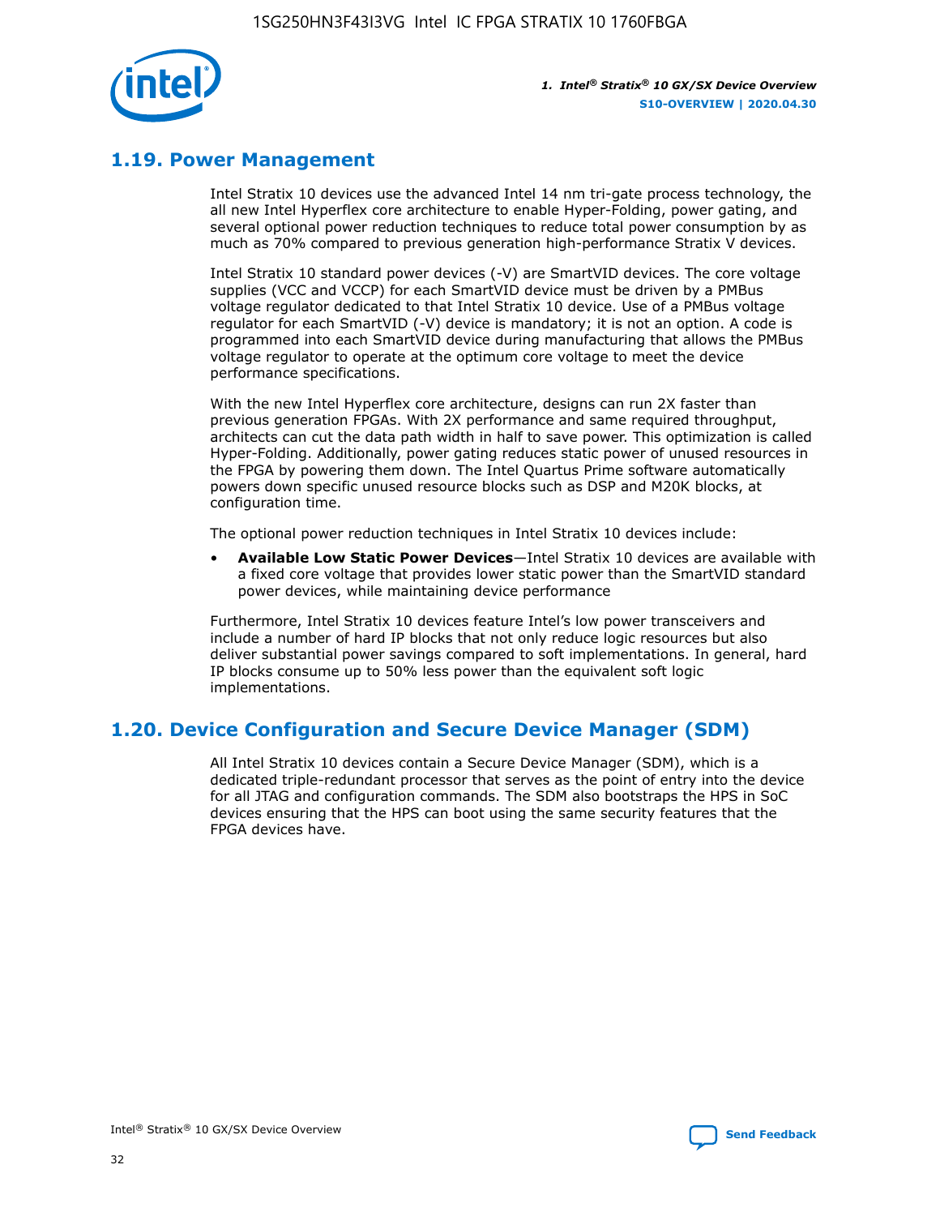## 1.19. Power Management

Intel Stratix 10 devices use the advanced Intel 14 nm tri-gate process technology, the all new Intel Hyperflex core architecture to enable Hyper-Folding, power gating, and several optional power reduction techniques to reduce total power consumption by as much as 70% compared to previous generation high-performance Stratix V devices.

Intel Stratix 10 standard power devices (-V) are SmartVID devices. The core voltage supplies (VCC and VCCP) for each SmartVID device must be driven by a PMBus voltage regulator dedicated to that Intel Stratix 10 device. Use of a PMBus voltage regulator for each SmartVID (-V) device is mandatory; it is not an option. A code is programmed into each SmartVID device during manufacturing that allows the PMBus voltage regulator to operate at the optimum core voltage to meet the device performance specifications.

With the new Intel Hyperflex core architecture, designs can run 2X faster than previous generation FPGAs. With 2X performance and same required throughput, architects can cut the data path width in half to save power. This optimization is called Hyper-Folding. Additionally, power gating reduces static power of unused resources in the FPGA by powering them down. The Intel Quartus Prime software automatically powers down specific unused resource blocks such as DSP and M20K blocks, at configuration time.

The optional power reduction techniques in Intel Stratix 10 devices include:

- **Available Low Static Power Devices**—Intel Stratix 10 devices are available with a fixed core voltage that provides lower static power than the SmartVID standard power devices, while maintaining device performance

Furthermore, Intel Stratix 10 devices feature Intel's low power transceivers and include a number of hard IP blocks that not only reduce logic resources but also deliver substantial power savings compared to soft implementations. In general, hard IP blocks consume up to 50% less power than the equivalent soft logic implementations.

## 1.20. Device Configuration and Secure Device Manager (SDM)

All Intel Stratix 10 devices contain a Secure Device Manager (SDM), which is a dedicated triple-redundant processor that serves as the point of entry into the device for all JTAG and configuration commands. The SDM also bootstraps the HPS in SoC devices ensuring that the HPS can boot using the same security features that the FPGA devices have.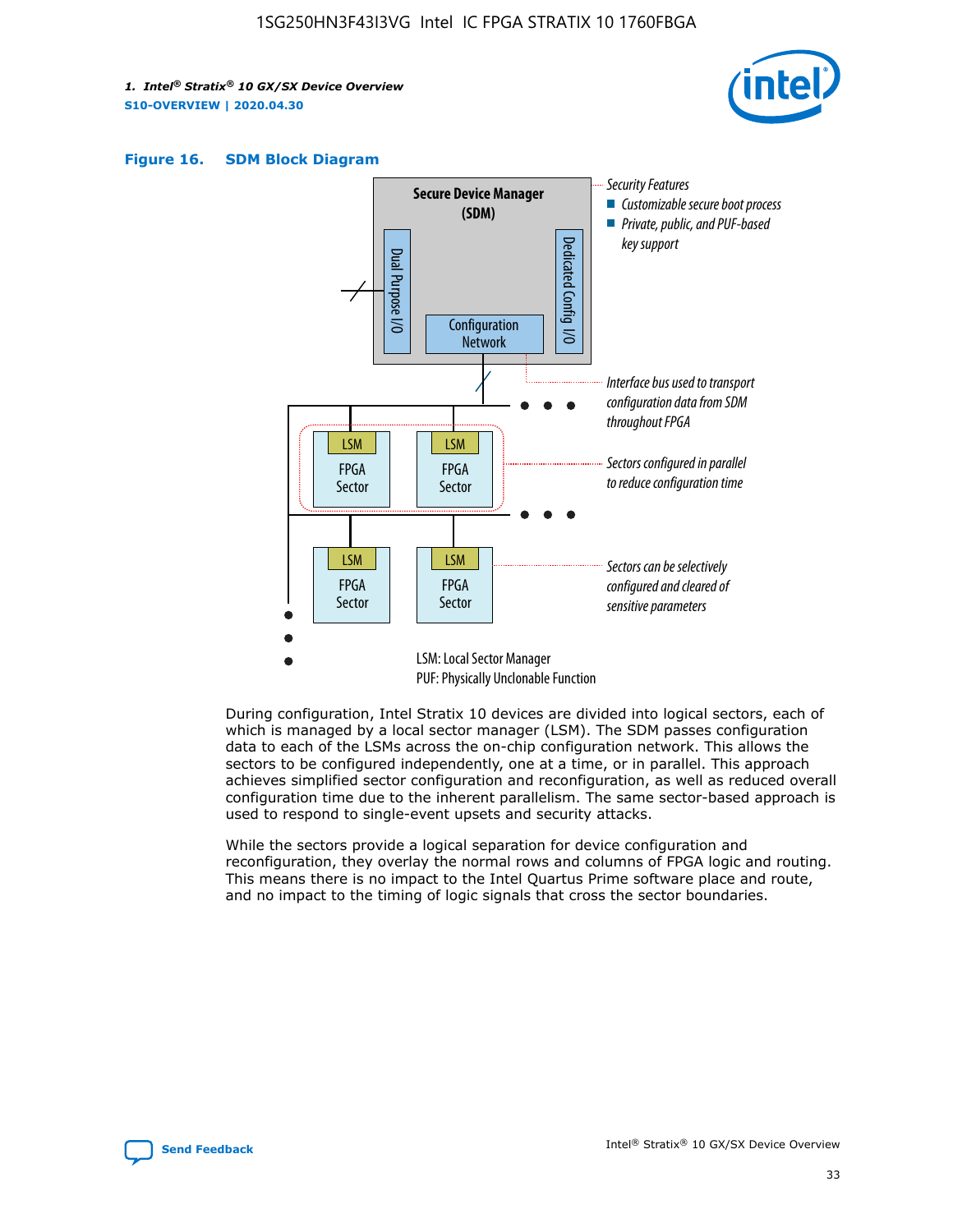**Figure 16. SDM Block Diagram**

Secure Device Manager (SDM)

Dual Purpose I/O

Dedicated Config I/O

Configuration Network

Security Features
- Customizable secure boot process
- Private, public, and PUF-based key support

Interface bus used to transport configuration data from SDM throughout FPGA

Sectors configured in parallel to reduce configuration time

Sectors can be selectively configured and cleared of sensitive parameters

LSM FPGA Sector

LSM: Local Sector Manager
PUF: Physically Unclonable Function

During configuration, Intel Stratix 10 devices are divided into logical sectors, each of which is managed by a local sector manager (LSM). The SDM passes configuration data to each of the LSMs across the on-chip configuration network. This allows the sectors to be configured independently, one at a time, or in parallel. This approach achieves simplified sector configuration and reconfiguration, as well as reduced overall configuration time due to the inherent parallelism. The same sector-based approach is used to respond to single-event upsets and security attacks.

While the sectors provide a logical separation for device configuration and reconfiguration, they overlay the normal rows and columns of FPGA logic and routing. This means there is no impact to the Intel Quartus Prime software place and route, and no impact to the timing of logic signals that cross the sector boundaries.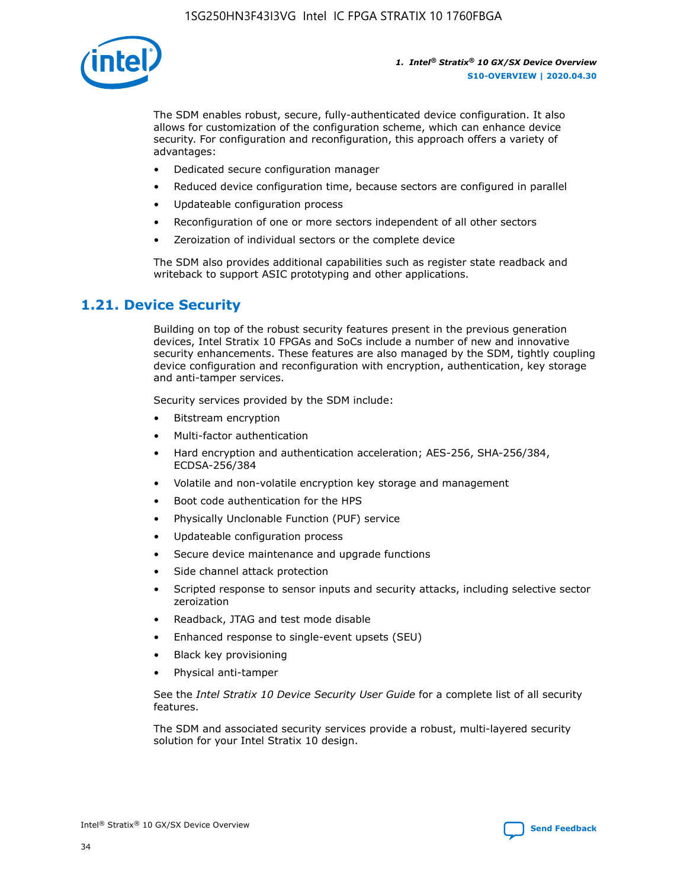The SDM enables robust, secure, fully-authenticated device configuration. It also allows for customization of the configuration scheme, which can enhance device security. For configuration and reconfiguration, this approach offers a variety of advantages:

- Dedicated secure configuration manager
- Reduced device configuration time, because sectors are configured in parallel
- Updateable configuration process
- Reconfiguration of one or more sectors independent of all other sectors
- Zeroization of individual sectors or the complete device

The SDM also provides additional capabilities such as register state readback and writeback to support ASIC prototyping and other applications.

## 1.21. Device Security

Building on top of the robust security features present in the previous generation devices, Intel Stratix 10 FPGAs and SoCs include a number of new and innovative security enhancements. These features are also managed by the SDM, tightly coupling device configuration and reconfiguration with encryption, authentication, key storage and anti-tamper services.

Security services provided by the SDM include:

- Bitstream encryption
- Multi-factor authentication
- Hard encryption and authentication acceleration; AES-256, SHA-256/384, ECDSA-256/384
- Volatile and non-volatile encryption key storage and management
- Boot code authentication for the HPS
- Physically Unclonable Function (PUF) service
- Updateable configuration process
- Secure device maintenance and upgrade functions
- Side channel attack protection
- Scripted response to sensor inputs and security attacks, including selective sector zeroization
- Readback, JTAG and test mode disable
- Enhanced response to single-event upsets (SEU)
- Black key provisioning
- Physical anti-tamper

See the *Intel Stratix 10 Device Security User Guide* for a complete list of all security features.

The SDM and associated security services provide a robust, multi-layered security solution for your Intel Stratix 10 design.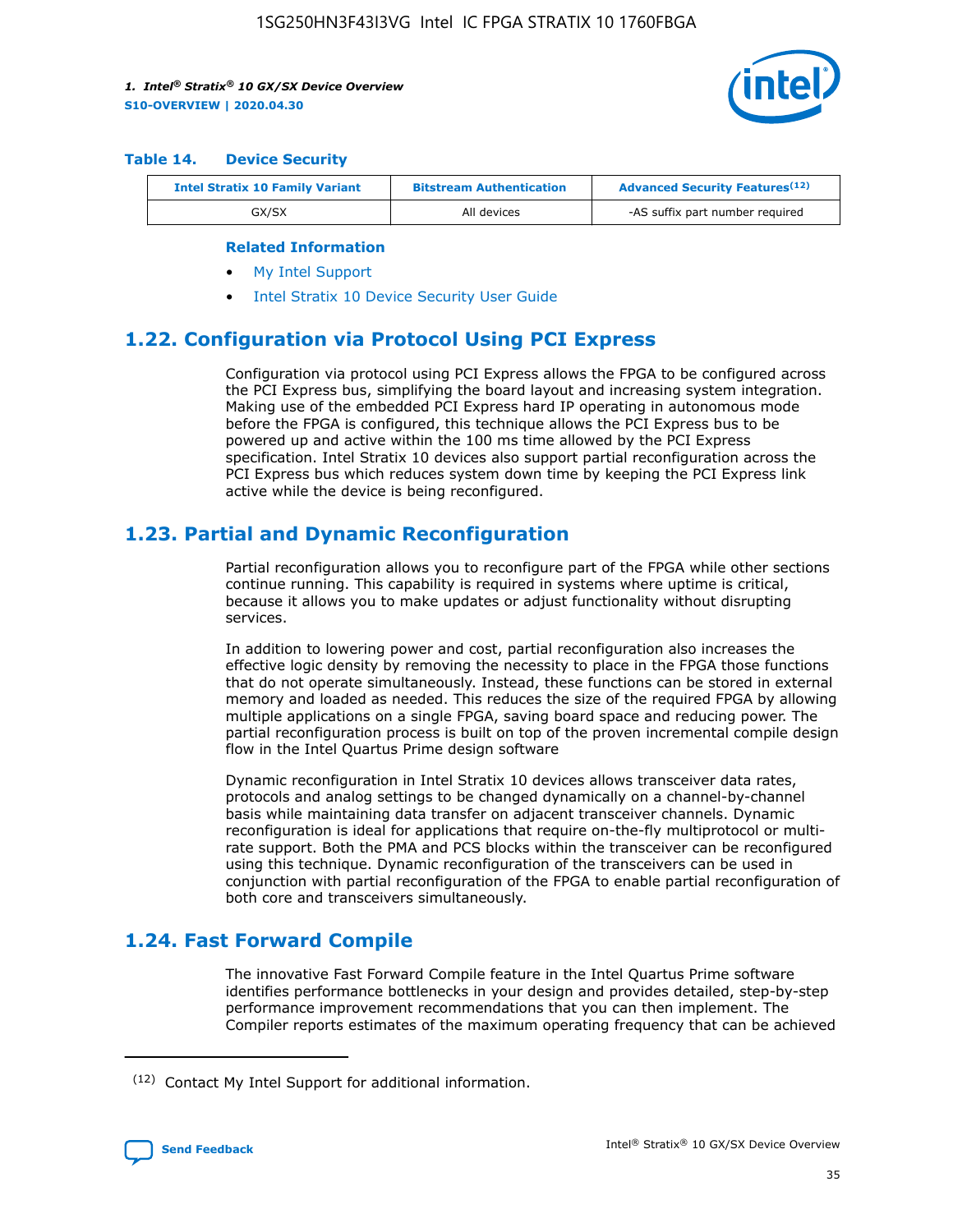**Table 14. Device Security**

| Intel Stratix 10 Family Variant | Bitstream Authentication | Advanced Security Features[12] |
|---|---|---|
| GX/SX | All devices | -AS suffix part number required |

**Related Information**

- My Intel Support
- Intel Stratix 10 Device Security User Guide

## 1.22. Configuration via Protocol Using PCI Express

Configuration via protocol using PCI Express allows the FPGA to be configured across the PCI Express bus, simplifying the board layout and increasing system integration. Making use of the embedded PCI Express hard IP operating in autonomous mode before the FPGA is configured, this technique allows the PCI Express bus to be powered up and active within the 100 ms time allowed by the PCI Express specification. Intel Stratix 10 devices also support partial reconfiguration across the PCI Express bus which reduces system down time by keeping the PCI Express link active while the device is being reconfigured.

## 1.23. Partial and Dynamic Reconfiguration

Partial reconfiguration allows you to reconfigure part of the FPGA while other sections continue running. This capability is required in systems where uptime is critical, because it allows you to make updates or adjust functionality without disrupting services.

In addition to lowering power and cost, partial reconfiguration also increases the effective logic density by removing the necessity to place in the FPGA those functions that do not operate simultaneously. Instead, these functions can be stored in external memory and loaded as needed. This reduces the size of the required FPGA by allowing multiple applications on a single FPGA, saving board space and reducing power. The partial reconfiguration process is built on top of the proven incremental compile design flow in the Intel Quartus Prime design software

Dynamic reconfiguration in Intel Stratix 10 devices allows transceiver data rates, protocols and analog settings to be changed dynamically on a channel-by-channel basis while maintaining data transfer on adjacent transceiver channels. Dynamic reconfiguration is ideal for applications that require on-the-fly multiprotocol or multi-rate support. Both the PMA and PCS blocks within the transceiver can be reconfigured using this technique. Dynamic reconfiguration of the transceivers can be used in conjunction with partial reconfiguration of the FPGA to enable partial reconfiguration of both core and transceivers simultaneously.

## 1.24. Fast Forward Compile

The innovative Fast Forward Compile feature in the Intel Quartus Prime software identifies performance bottlenecks in your design and provides detailed, step-by-step performance improvement recommendations that you can then implement. The Compiler reports estimates of the maximum operating frequency that can be achieved

(12) Contact My Intel Support for additional information.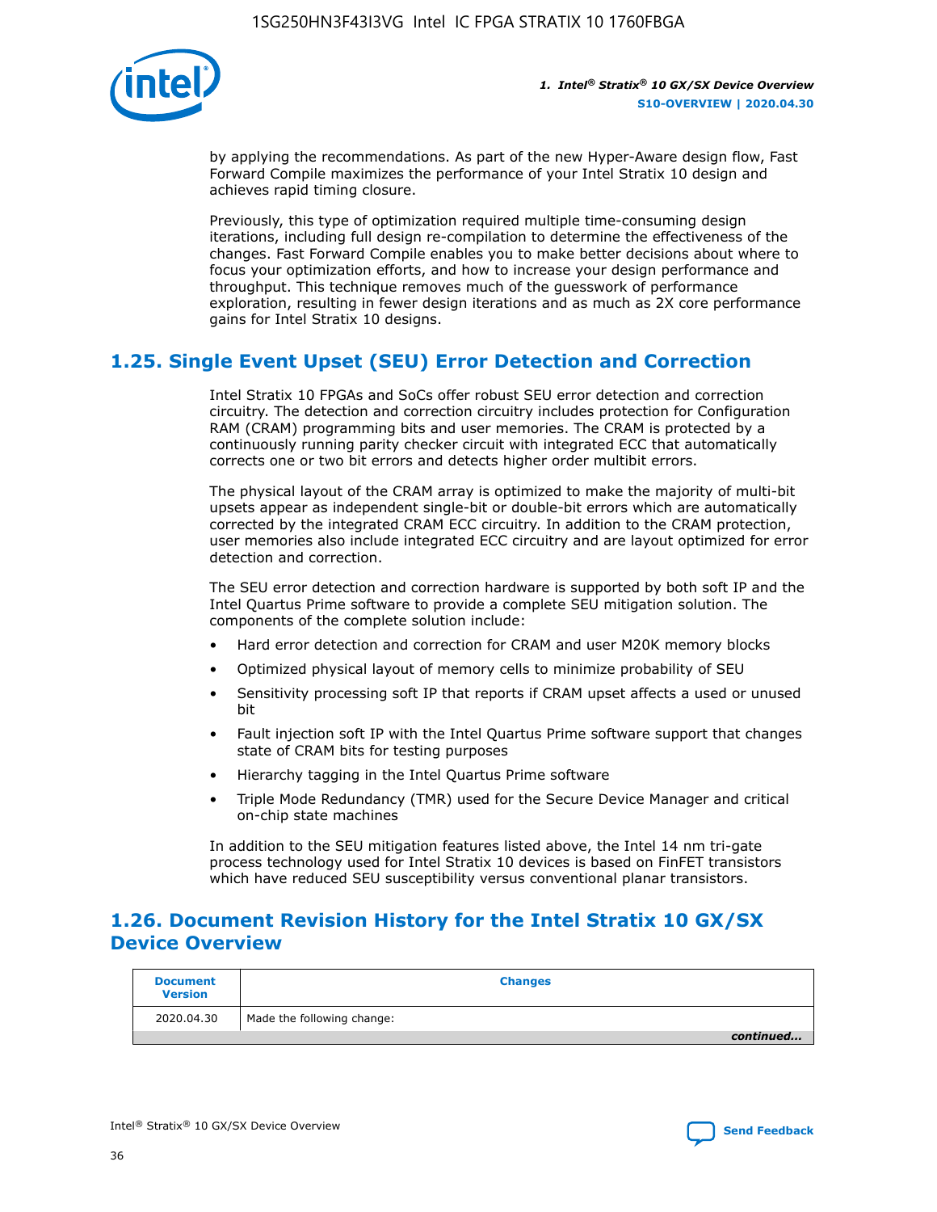by applying the recommendations. As part of the new Hyper-Aware design flow, Fast Forward Compile maximizes the performance of your Intel Stratix 10 design and achieves rapid timing closure.

Previously, this type of optimization required multiple time-consuming design iterations, including full design re-compilation to determine the effectiveness of the changes. Fast Forward Compile enables you to make better decisions about where to focus your optimization efforts, and how to increase your design performance and throughput. This technique removes much of the guesswork of performance exploration, resulting in fewer design iterations and as much as 2X core performance gains for Intel Stratix 10 designs.

## 1.25. Single Event Upset (SEU) Error Detection and Correction

Intel Stratix 10 FPGAs and SoCs offer robust SEU error detection and correction circuitry. The detection and correction circuitry includes protection for Configuration RAM (CRAM) programming bits and user memories. The CRAM is protected by a continuously running parity checker circuit with integrated ECC that automatically corrects one or two bit errors and detects higher order multibit errors.

The physical layout of the CRAM array is optimized to make the majority of multi-bit upsets appear as independent single-bit or double-bit errors which are automatically corrected by the integrated CRAM ECC circuitry. In addition to the CRAM protection, user memories also include integrated ECC circuitry and are layout optimized for error detection and correction.

The SEU error detection and correction hardware is supported by both soft IP and the Intel Quartus Prime software to provide a complete SEU mitigation solution. The components of the complete solution include:

- Hard error detection and correction for CRAM and user M20K memory blocks
- Optimized physical layout of memory cells to minimize probability of SEU
- Sensitivity processing soft IP that reports if CRAM upset affects a used or unused bit
- Fault injection soft IP with the Intel Quartus Prime software support that changes state of CRAM bits for testing purposes
- Hierarchy tagging in the Intel Quartus Prime software
- Triple Mode Redundancy (TMR) used for the Secure Device Manager and critical on-chip state machines

In addition to the SEU mitigation features listed above, the Intel 14 nm tri-gate process technology used for Intel Stratix 10 devices is based on FinFET transistors which have reduced SEU susceptibility versus conventional planar transistors.

## 1.26. Document Revision History for the Intel Stratix 10 GX/SX Device Overview

| Document Version | Changes |
|---|---|
| 2020.04.30 | Made the following change: |

*continued...*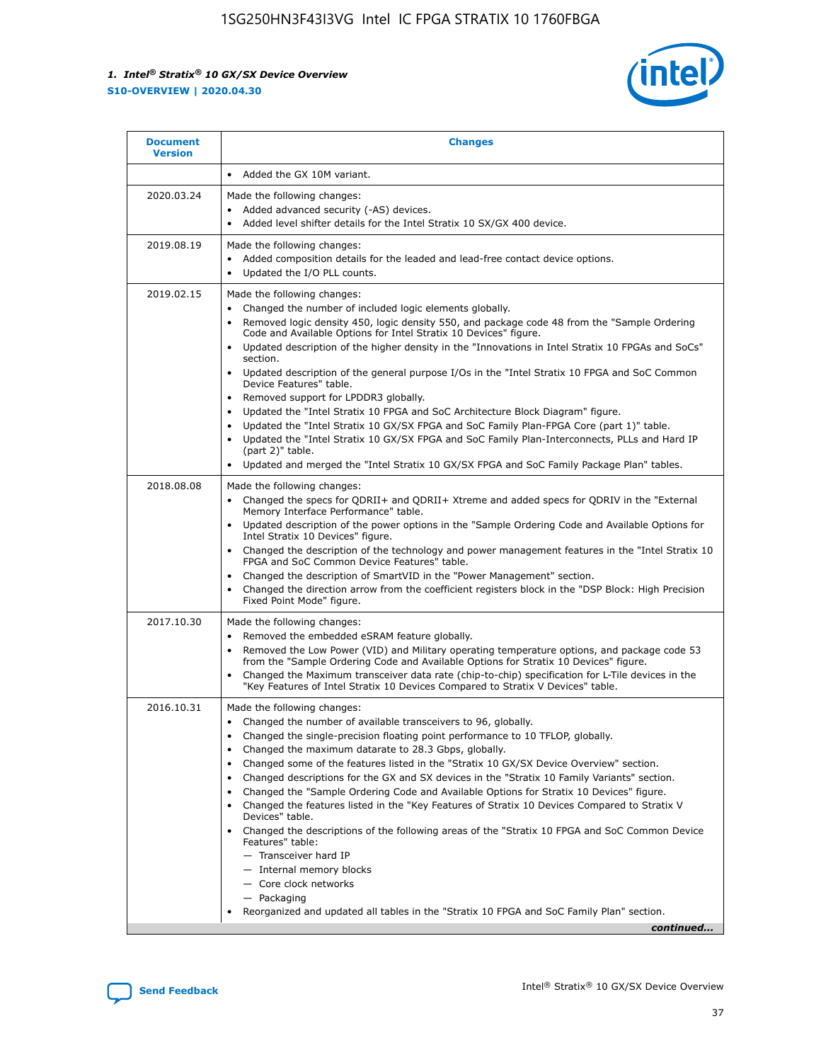| Document Version | Changes |
| --- | --- |
| | • Added the GX 10M variant. |
| 2020.03.24 | Made the following changes:<br>• Added advanced security (-AS) devices.<br>• Added level shifter details for the Intel Stratix 10 SX/GX 400 device. |
| 2019.08.19 | Made the following changes:<br>• Added composition details for the leaded and lead-free contact device options.<br>• Updated the I/O PLL counts. |
| 2019.02.15 | Made the following changes:<br>• Changed the number of included logic elements globally.<br>• Removed logic density 450, logic density 550, and package code 48 from the "Sample Ordering Code and Available Options for Intel Stratix 10 Devices" figure.<br>• Updated description of the higher density in the "Innovations in Intel Stratix 10 FPGAs and SoCs" section.<br>• Updated description of the general purpose I/Os in the "Intel Stratix 10 FPGA and SoC Common Device Features" table.<br>• Removed support for LPDDR3 globally.<br>• Updated the "Intel Stratix 10 FPGA and SoC Architecture Block Diagram" figure.<br>• Updated the "Intel Stratix 10 GX/SX FPGA and SoC Family Plan-FPGA Core (part 1)" table.<br>• Updated the "Intel Stratix 10 GX/SX FPGA and SoC Family Plan-Interconnects, PLLs and Hard IP (part 2)" table.<br>• Updated and merged the "Intel Stratix 10 GX/SX FPGA and SoC Family Package Plan" tables. |
| 2018.08.08 | Made the following changes:<br>• Changed the specs for QDRII+ and QDRII+ Xtreme and added specs for QDRIV in the "External Memory Interface Performance" table.<br>• Updated description of the power options in the "Sample Ordering Code and Available Options for Intel Stratix 10 Devices" figure.<br>• Changed the description of the technology and power management features in the "Intel Stratix 10 FPGA and SoC Common Device Features" table.<br>• Changed the description of SmartVID in the "Power Management" section.<br>• Changed the direction arrow from the coefficient registers block in the "DSP Block: High Precision Fixed Point Mode" figure. |
| 2017.10.30 | Made the following changes:<br>• Removed the embedded eSRAM feature globally.<br>• Removed the Low Power (VID) and Military operating temperature options, and package code 53 from the "Sample Ordering Code and Available Options for Stratix 10 Devices" figure.<br>• Changed the Maximum transceiver data rate (chip-to-chip) specification for L-Tile devices in the "Key Features of Intel Stratix 10 Devices Compared to Stratix V Devices" table. |
| 2016.10.31 | Made the following changes:<br>• Changed the number of available transceivers to 96, globally.<br>• Changed the single-precision floating point performance to 10 TFLOP, globally.<br>• Changed the maximum datarate to 28.3 Gbps, globally.<br>• Changed some of the features listed in the "Stratix 10 GX/SX Device Overview" section.<br>• Changed descriptions for the GX and SX devices in the "Stratix 10 Family Variants" section.<br>• Changed the "Sample Ordering Code and Available Options for Stratix 10 Devices" figure.<br>• Changed the features listed in the "Key Features of Stratix 10 Devices Compared to Stratix V Devices" table.<br>• Changed the descriptions of the following areas of the "Stratix 10 FPGA and SoC Common Device Features" table:<br>— Transceiver hard IP<br>— Internal memory blocks<br>— Core clock networks<br>— Packaging<br>• Reorganized and updated all tables in the "Stratix 10 FPGA and SoC Family Plan" section. |

*continued...*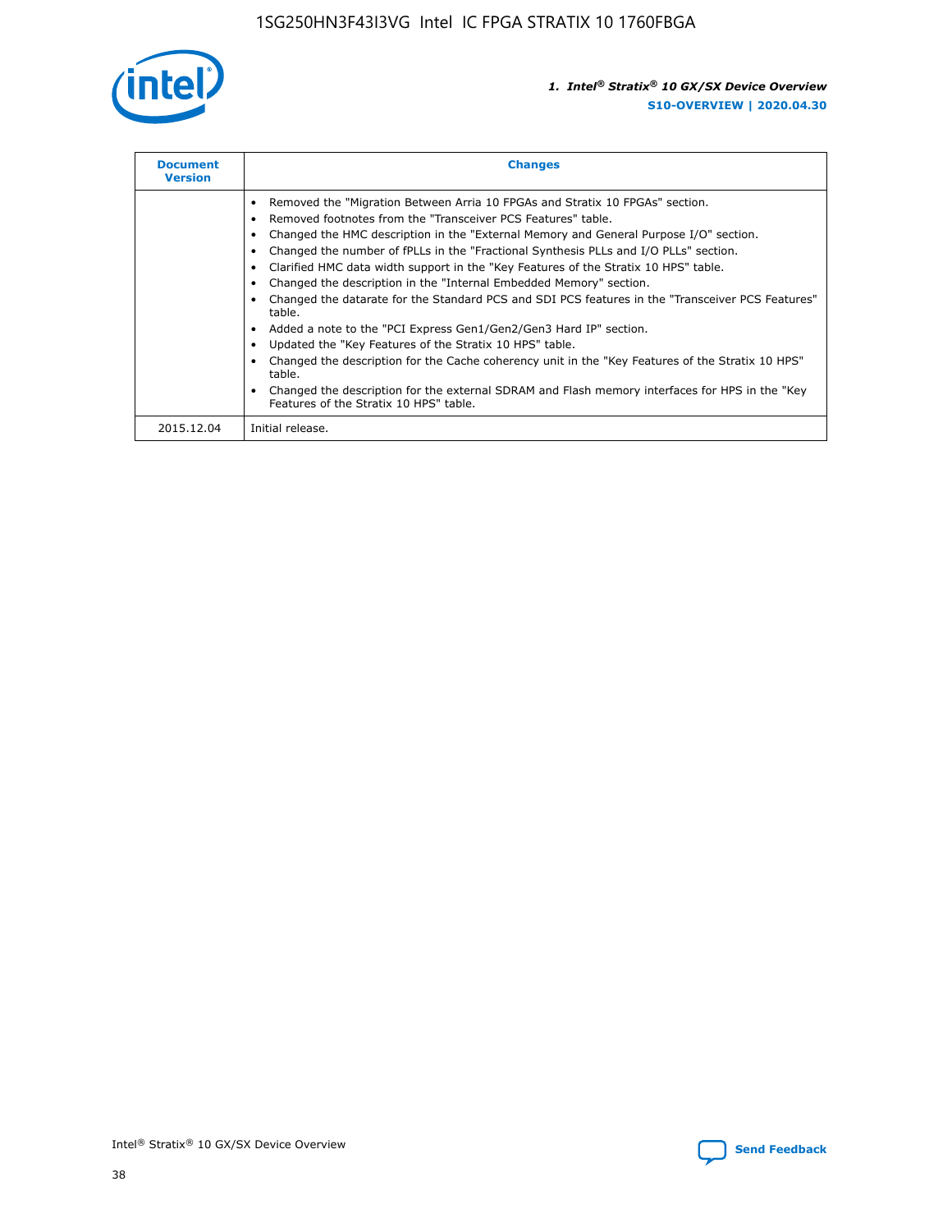| Document Version | Changes |
| --- | --- |
| | • Removed the "Migration Between Arria 10 FPGAs and Stratix 10 FPGAs" section.<br>• Removed footnotes from the "Transceiver PCS Features" table.<br>• Changed the HMC description in the "External Memory and General Purpose I/O" section.<br>• Changed the number of fPLLs in the "Fractional Synthesis PLLs and I/O PLLs" section.<br>• Clarified HMC data width support in the "Key Features of the Stratix 10 HPS" table.<br>• Changed the description in the "Internal Embedded Memory" section.<br>• Changed the datarate for the Standard PCS and SDI PCS features in the "Transceiver PCS Features" table.<br>• Added a note to the "PCI Express Gen1/Gen2/Gen3 Hard IP" section.<br>• Updated the "Key Features of the Stratix 10 HPS" table.<br>• Changed the description for the Cache coherency unit in the "Key Features of the Stratix 10 HPS" table.<br>• Changed the description for the external SDRAM and Flash memory interfaces for HPS in the "Key Features of the Stratix 10 HPS" table. |
| 2015.12.04 | Initial release. |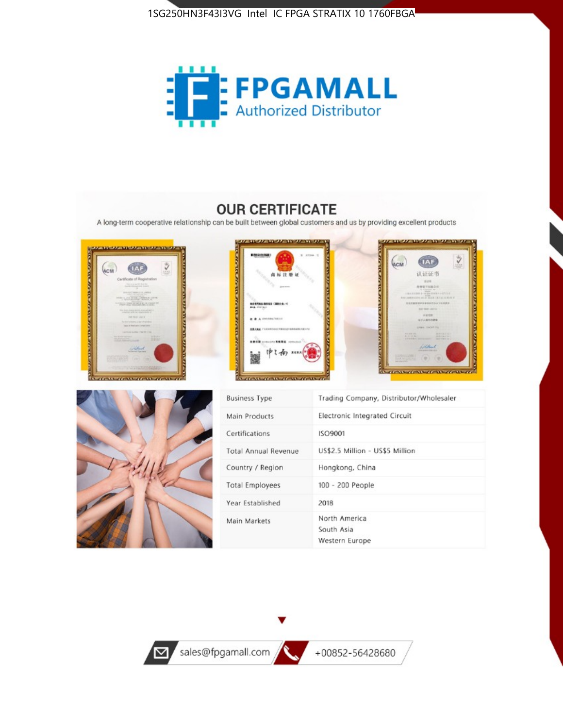FPGAMALL

Authorized Distributor

## OUR CERTIFICATE

A long-term cooperative relationship can be built between global customers and us by providing excellent products

| | |
|---|---|
| Business Type | Trading Company, Distributor/Wholesaler |
| Main Products | Electronic Integrated Circuit |
| Certifications | ISO9001 |
| Total Annual Revenue | US$2.5 Million - US$5 Million |
| Country / Region | Hongkong, China |
| Total Employees | 100 - 200 People |
| Year Established | 2018 |
| Main Markets | North America<br>South Asia<br>Western Europe |

sales@fpgamall.com

+00852-56428680